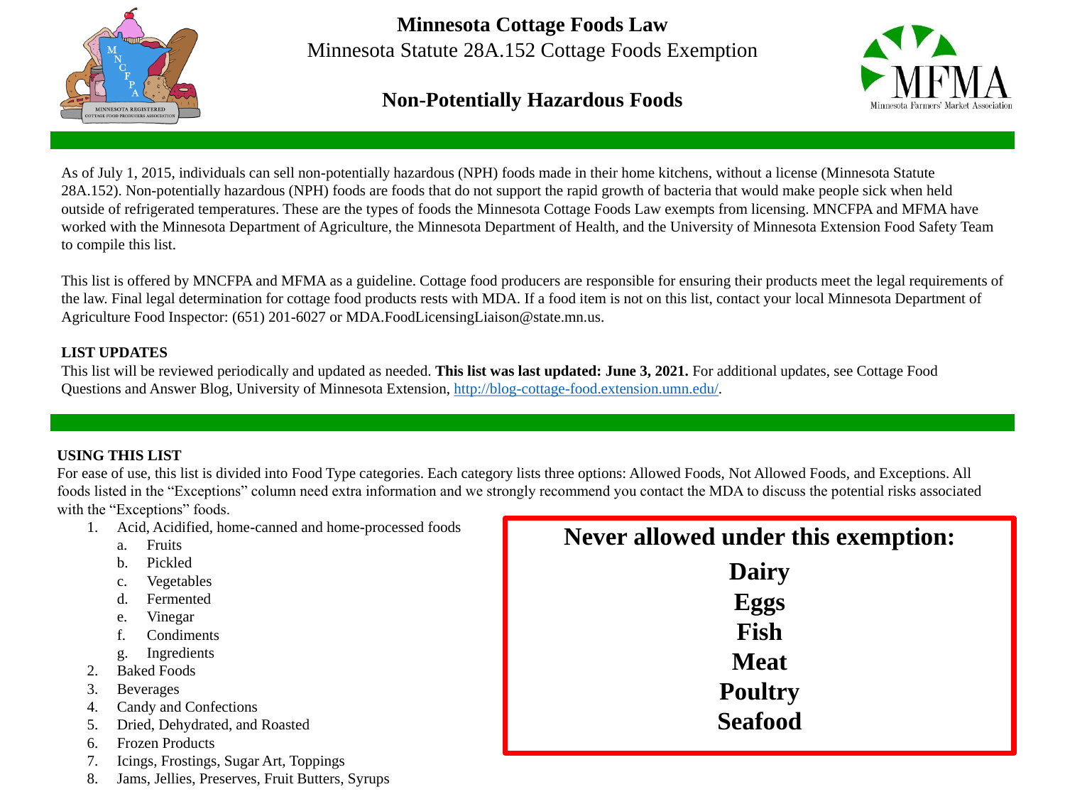# Minnesota Cottage Foods Law

Minnesota Statute 28A.152 Cottage Foods Exemption

## Non-Potentially Hazardous Foods

As of July 1, 2015, individuals can sell non-potentially hazardous (NPH) foods made in their home kitchens, without a license (Minnesota Statute 28A.152). Non-potentially hazardous (NPH) foods are foods that do not support the rapid growth of bacteria that would make people sick when held outside of refrigerated temperatures. These are the types of foods the Minnesota Cottage Foods Law exempts from licensing. MNCFPA and MFMA have worked with the Minnesota Department of Agriculture, the Minnesota Department of Health, and the University of Minnesota Extension Food Safety Team to compile this list.

This list is offered by MNCFPA and MFMA as a guideline. Cottage food producers are responsible for ensuring their products meet the legal requirements of the law. Final legal determination for cottage food products rests with MDA. If a food item is not on this list, contact your local Minnesota Department of Agriculture Food Inspector: (651) 201-6027 or MDA.FoodLicensingLiaison@state.mn.us.

### LIST UPDATES

This list will be reviewed periodically and updated as needed. **This list was last updated: June 3, 2021.** For additional updates, see Cottage Food Questions and Answer Blog, University of Minnesota Extension, [http://blog-cottage-food.extension.umn.edu/](http://blog-cottage-food.extension.umn.edu/).

### USING THIS LIST

For ease of use, this list is divided into Food Type categories. Each category lists three options: Allowed Foods, Not Allowed Foods, and Exceptions. All foods listed in the "Exceptions" column need extra information and we strongly recommend you contact the MDA to discuss the potential risks associated with the "Exceptions" foods.

1. Acid, Acidified, home-canned and home-processed foods
   a. Fruits
   b. Pickled
   c. Vegetables
   d. Fermented
   e. Vinegar
   f. Condiments
   g. Ingredients
2. Baked Foods
3. Beverages
4. Candy and Confections
5. Dried, Dehydrated, and Roasted
6. Frozen Products
7. Icings, Frostings, Sugar Art, Toppings
8. Jams, Jellies, Preserves, Fruit Butters, Syrups

**Never allowed under this exemption:**

**Dairy**
**Eggs**
**Fish**
**Meat**
**Poultry**
**Seafood**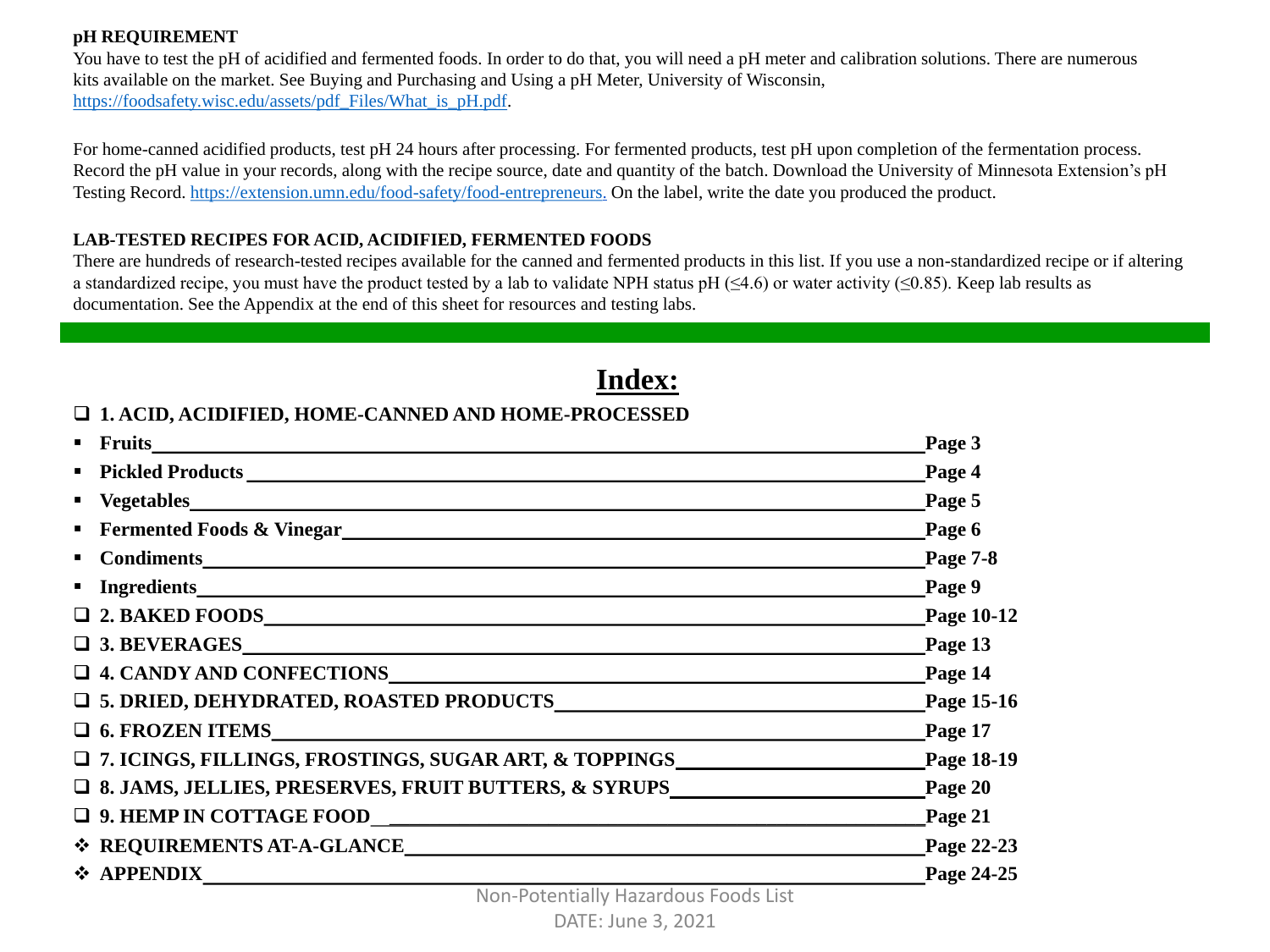**pH REQUIREMENT**

You have to test the pH of acidified and fermented foods. In order to do that, you will need a pH meter and calibration solutions. There are numerous kits available on the market. See Buying and Purchasing and Using a pH Meter, University of Wisconsin, [https://foodsafety.wisc.edu/assets/pdf_Files/What_is_pH.pdf](https://foodsafety.wisc.edu/assets/pdf_Files/What_is_pH.pdf).

For home-canned acidified products, test pH 24 hours after processing. For fermented products, test pH upon completion of the fermentation process. Record the pH value in your records, along with the recipe source, date and quantity of the batch. Download the University of Minnesota Extension's pH Testing Record. [https://extension.umn.edu/food-safety/food-entrepreneurs.](https://extension.umn.edu/food-safety/food-entrepreneurs) On the label, write the date you produced the product.

**LAB-TESTED RECIPES FOR ACID, ACIDIFIED, FERMENTED FOODS**

There are hundreds of research-tested recipes available for the canned and fermented products in this list. If you use a non-standardized recipe or if altering a standardized recipe, you must have the product tested by a lab to validate NPH status pH (≤4.6) or water activity (≤0.85). Keep lab results as documentation. See the Appendix at the end of this sheet for resources and testing labs.

# Index:

- ❑ **1. ACID, ACIDIFIED, HOME-CANNED AND HOME-PROCESSED**
  - **Fruits** — **Page 3**
  - **Pickled Products** — **Page 4**
  - **Vegetables** — **Page 5**
  - **Fermented Foods & Vinegar** — **Page 6**
  - **Condiments** — **Page 7-8**
  - **Ingredients** — **Page 9**
- ❑ **2. BAKED FOODS** — **Page 10-12**
- ❑ **3. BEVERAGES** — **Page 13**
- ❑ **4. CANDY AND CONFECTIONS** — **Page 14**
- ❑ **5. DRIED, DEHYDRATED, ROASTED PRODUCTS** — **Page 15-16**
- ❑ **6. FROZEN ITEMS** — **Page 17**
- ❑ **7. ICINGS, FILLINGS, FROSTINGS, SUGAR ART, & TOPPINGS** — **Page 18-19**
- ❑ **8. JAMS, JELLIES, PRESERVES, FRUIT BUTTERS, & SYRUPS** — **Page 20**
- ❑ **9. HEMP IN COTTAGE FOOD** — **Page 21**
- ❖ **REQUIREMENTS AT-A-GLANCE** — **Page 22-23**
- ❖ **APPENDIX** — **Page 24-25**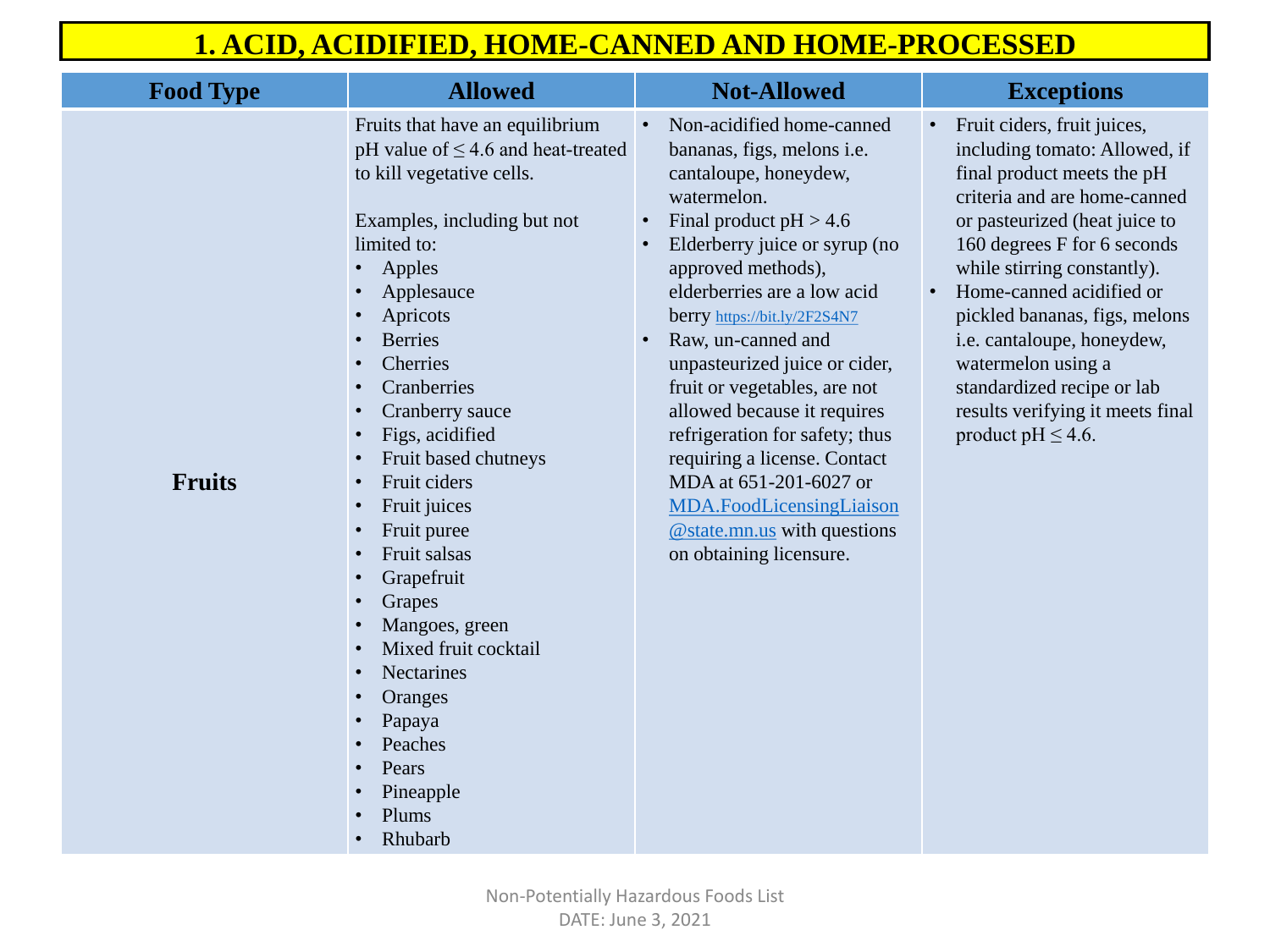# 1. ACID, ACIDIFIED, HOME-CANNED AND HOME-PROCESSED

| Food Type | Allowed | Not-Allowed | Exceptions |
|---|---|---|---|
| **Fruits** | Fruits that have an equilibrium pH value of ≤ 4.6 and heat-treated to kill vegetative cells.<br><br>Examples, including but not limited to:<br>• Apples<br>• Applesauce<br>• Apricots<br>• Berries<br>• Cherries<br>• Cranberries<br>• Cranberry sauce<br>• Figs, acidified<br>• Fruit based chutneys<br>• Fruit ciders<br>• Fruit juices<br>• Fruit puree<br>• Fruit salsas<br>• Grapefruit<br>• Grapes<br>• Mangoes, green<br>• Mixed fruit cocktail<br>• Nectarines<br>• Oranges<br>• Papaya<br>• Peaches<br>• Pears<br>• Pineapple<br>• Plums<br>• Rhubarb | • Non-acidified home-canned bananas, figs, melons i.e. cantaloupe, honeydew, watermelon.<br>• Final product pH > 4.6<br>• Elderberry juice or syrup (no approved methods), elderberries are a low acid berry https://bit.ly/2F2S4N7<br>• Raw, un-canned and unpasteurized juice or cider, fruit or vegetables, are not allowed because it requires refrigeration for safety; thus requiring a license. Contact MDA at 651-201-6027 or MDA.FoodLicensingLiaison@state.mn.us with questions on obtaining licensure. | • Fruit ciders, fruit juices, including tomato: Allowed, if final product meets the pH criteria and are home-canned or pasteurized (heat juice to 160 degrees F for 6 seconds while stirring constantly).<br>• Home-canned acidified or pickled bananas, figs, melons i.e. cantaloupe, honeydew, watermelon using a standardized recipe or lab results verifying it meets final product pH ≤ 4.6. |

Non-Potentially Hazardous Foods List
DATE: June 3, 2021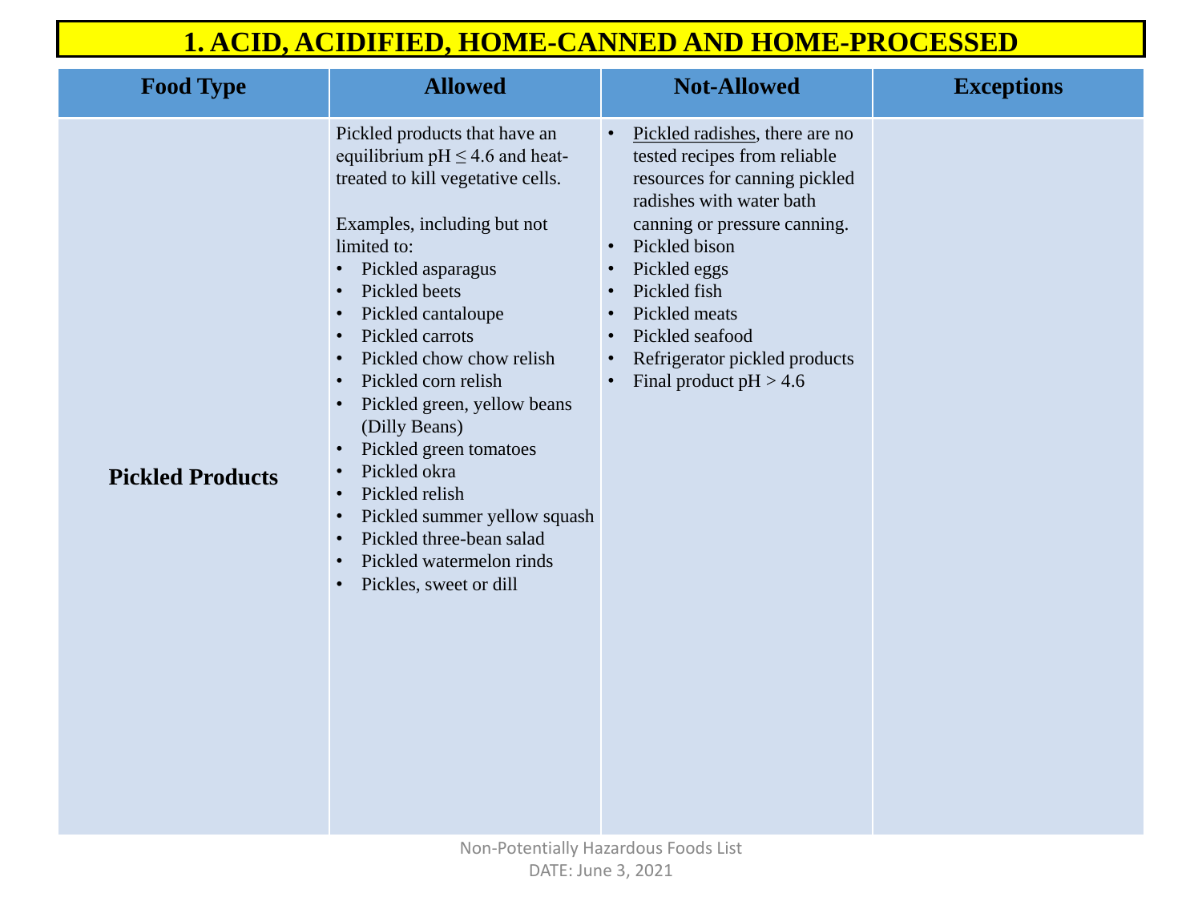# 1. ACID, ACIDIFIED, HOME-CANNED AND HOME-PROCESSED

| Food Type | Allowed | Not-Allowed | Exceptions |
|---|---|---|---|
| **Pickled Products** | Pickled products that have an equilibrium pH ≤ 4.6 and heat-treated to kill vegetative cells.<br><br>Examples, including but not limited to:<br>• Pickled asparagus<br>• Pickled beets<br>• Pickled cantaloupe<br>• Pickled carrots<br>• Pickled chow chow relish<br>• Pickled corn relish<br>• Pickled green, yellow beans (Dilly Beans)<br>• Pickled green tomatoes<br>• Pickled okra<br>• Pickled relish<br>• Pickled summer yellow squash<br>• Pickled three-bean salad<br>• Pickled watermelon rinds<br>• Pickles, sweet or dill | • Pickled radishes, there are no tested recipes from reliable resources for canning pickled radishes with water bath canning or pressure canning.<br>• Pickled bison<br>• Pickled eggs<br>• Pickled fish<br>• Pickled meats<br>• Pickled seafood<br>• Refrigerator pickled products<br>• Final product pH > 4.6 | |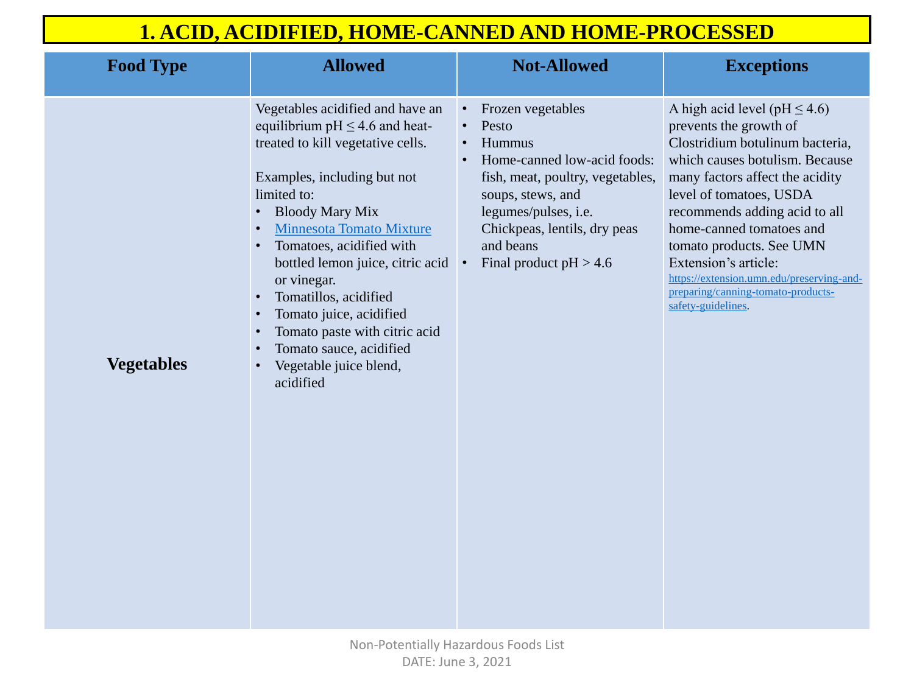# 1. ACID, ACIDIFIED, HOME-CANNED AND HOME-PROCESSED

| Food Type | Allowed | Not-Allowed | Exceptions |
|---|---|---|---|
| **Vegetables** | Vegetables acidified and have an equilibrium pH ≤ 4.6 and heat-treated to kill vegetative cells.<br><br>Examples, including but not limited to:<br>• Bloody Mary Mix<br>• Minnesota Tomato Mixture<br>• Tomatoes, acidified with bottled lemon juice, citric acid or vinegar.<br>• Tomatillos, acidified<br>• Tomato juice, acidified<br>• Tomato paste with citric acid<br>• Tomato sauce, acidified<br>• Vegetable juice blend, acidified | • Frozen vegetables<br>• Pesto<br>• Hummus<br>• Home-canned low-acid foods: fish, meat, poultry, vegetables, soups, stews, and legumes/pulses, i.e. Chickpeas, lentils, dry peas and beans<br>• Final product pH > 4.6 | A high acid level (pH ≤ 4.6) prevents the growth of Clostridium botulinum bacteria, which causes botulism. Because many factors affect the acidity level of tomatoes, USDA recommends adding acid to all home-canned tomatoes and tomato products. See UMN Extension's article: https://extension.umn.edu/preserving-and-preparing/canning-tomato-products-safety-guidelines. |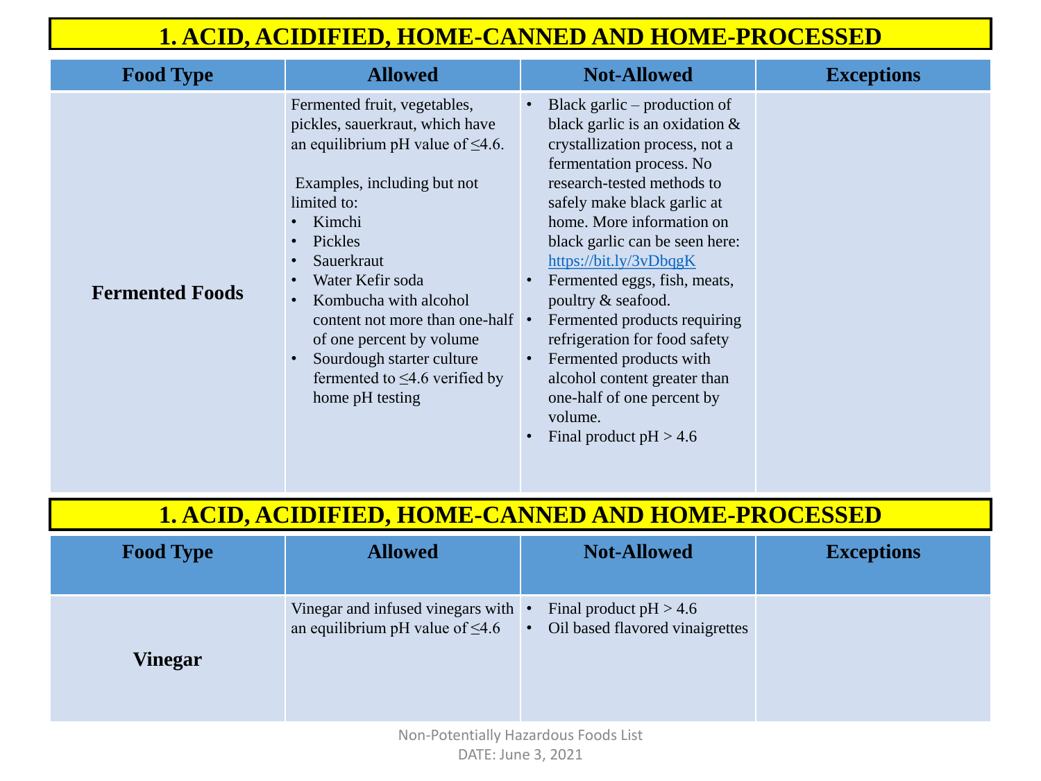## 1. ACID, ACIDIFIED, HOME-CANNED AND HOME-PROCESSED

| Food Type | Allowed | Not-Allowed | Exceptions |
|---|---|---|---|
| **Fermented Foods** | Fermented fruit, vegetables, pickles, sauerkraut, which have an equilibrium pH value of ≤4.6.<br><br>Examples, including but not limited to:<br>• Kimchi<br>• Pickles<br>• Sauerkraut<br>• Water Kefir soda<br>• Kombucha with alcohol content not more than one-half of one percent by volume<br>• Sourdough starter culture fermented to ≤4.6 verified by home pH testing | • Black garlic – production of black garlic is an oxidation & crystallization process, not a fermentation process. No research-tested methods to safely make black garlic at home. More information on black garlic can be seen here: https://bit.ly/3vDbqgK<br>• Fermented eggs, fish, meats, poultry & seafood.<br>• Fermented products requiring refrigeration for food safety<br>• Fermented products with alcohol content greater than one-half of one percent by volume.<br>• Final product pH > 4.6 | |

## 1. ACID, ACIDIFIED, HOME-CANNED AND HOME-PROCESSED

| Food Type | Allowed | Not-Allowed | Exceptions |
|---|---|---|---|
| **Vinegar** | Vinegar and infused vinegars with an equilibrium pH value of ≤4.6 | • Final product pH > 4.6<br>• Oil based flavored vinaigrettes | |

Non-Potentially Hazardous Foods List
DATE: June 3, 2021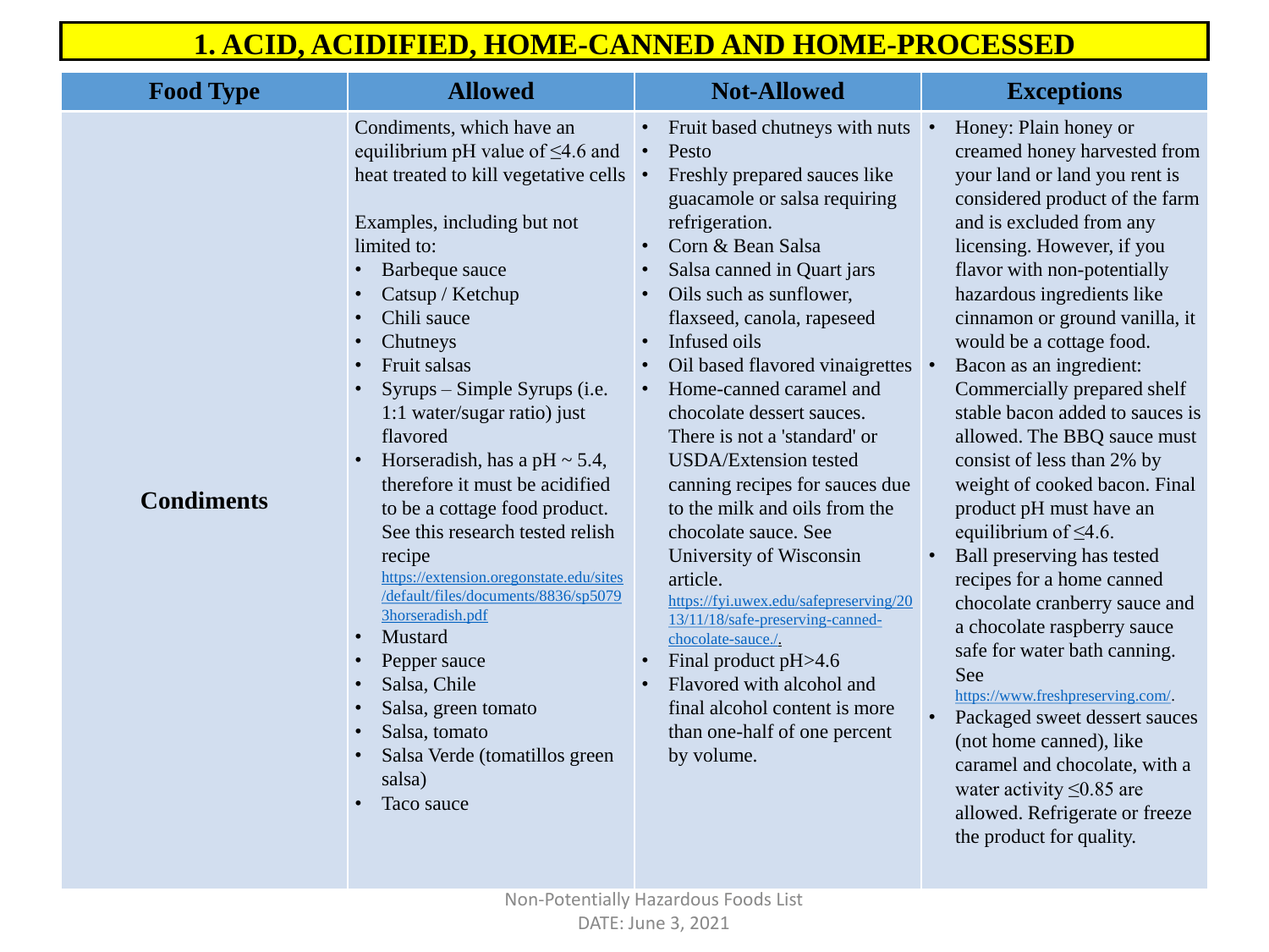# 1. ACID, ACIDIFIED, HOME-CANNED AND HOME-PROCESSED

| Food Type | Allowed | Not-Allowed | Exceptions |
|---|---|---|---|
| **Condiments** | Condiments, which have an equilibrium pH value of ≤4.6 and heat treated to kill vegetative cells<br><br>Examples, including but not limited to:<br>• Barbeque sauce<br>• Catsup / Ketchup<br>• Chili sauce<br>• Chutneys<br>• Fruit salsas<br>• Syrups – Simple Syrups (i.e. 1:1 water/sugar ratio) just flavored<br>• Horseradish, has a pH ~ 5.4, therefore it must be acidified to be a cottage food product. See this research tested relish recipe https://extension.oregonstate.edu/sites/default/files/documents/8836/sp50793horseradish.pdf<br>• Mustard<br>• Pepper sauce<br>• Salsa, Chile<br>• Salsa, green tomato<br>• Salsa, tomato<br>• Salsa Verde (tomatillos green salsa)<br>• Taco sauce | • Fruit based chutneys with nuts<br>• Pesto<br>• Freshly prepared sauces like guacamole or salsa requiring refrigeration.<br>• Corn & Bean Salsa<br>• Salsa canned in Quart jars<br>• Oils such as sunflower, flaxseed, canola, rapeseed<br>• Infused oils<br>• Oil based flavored vinaigrettes<br>• Home-canned caramel and chocolate dessert sauces. There is not a 'standard' or USDA/Extension tested canning recipes for sauces due to the milk and oils from the chocolate sauce. See University of Wisconsin article. https://fyi.uwex.edu/safepreserving/2013/11/18/safe-preserving-canned-chocolate-sauce./.<br>• Final product pH>4.6<br>• Flavored with alcohol and final alcohol content is more than one-half of one percent by volume. | • Honey: Plain honey or creamed honey harvested from your land or land you rent is considered product of the farm and is excluded from any licensing. However, if you flavor with non-potentially hazardous ingredients like cinnamon or ground vanilla, it would be a cottage food.<br>• Bacon as an ingredient: Commercially prepared shelf stable bacon added to sauces is allowed. The BBQ sauce must consist of less than 2% by weight of cooked bacon. Final product pH must have an equilibrium of ≤4.6.<br>• Ball preserving has tested recipes for a home canned chocolate cranberry sauce and a chocolate raspberry sauce safe for water bath canning. See https://www.freshpreserving.com/.<br>• Packaged sweet dessert sauces (not home canned), like caramel and chocolate, with a water activity ≤0.85 are allowed. Refrigerate or freeze the product for quality. |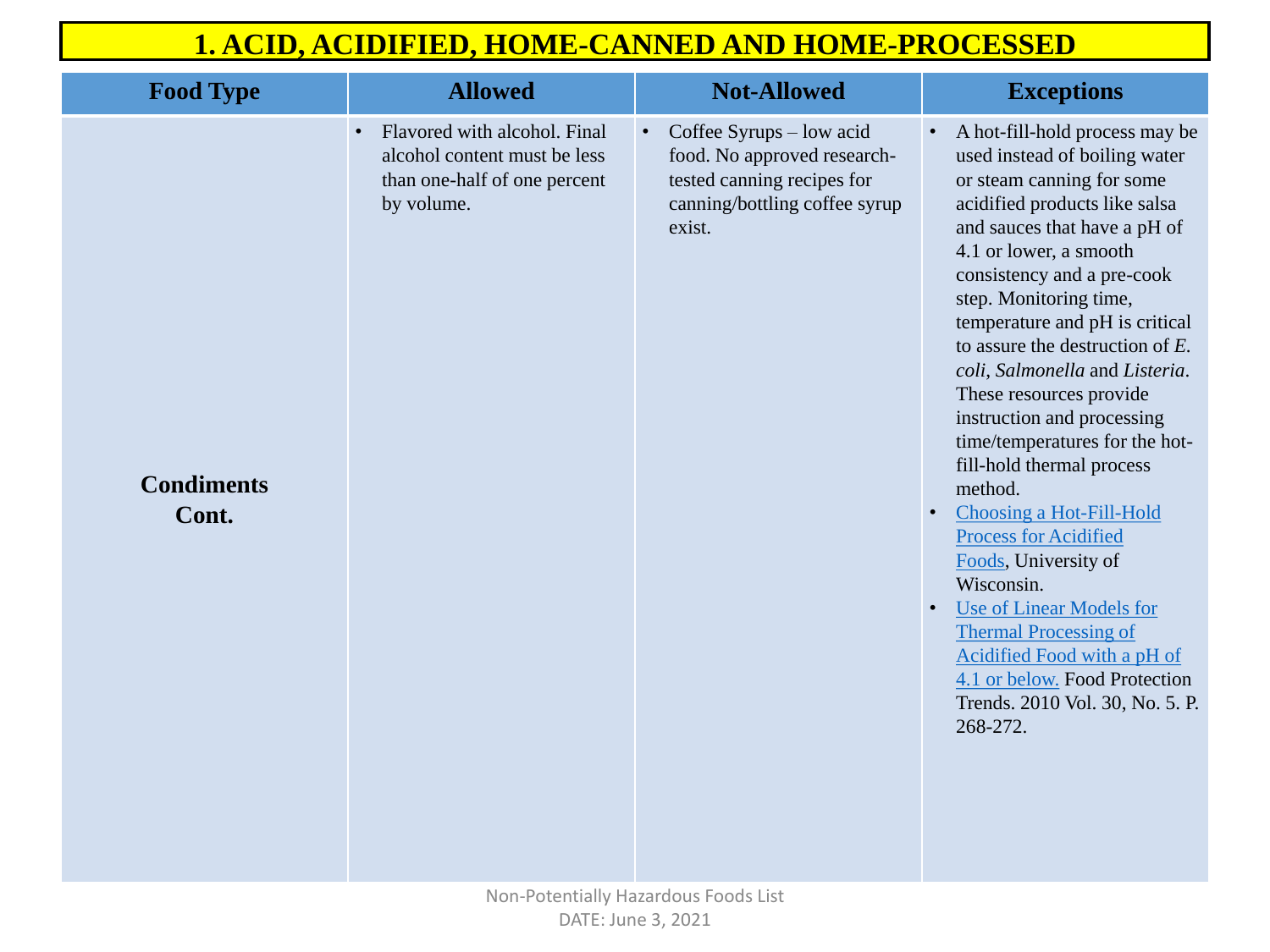# 1. ACID, ACIDIFIED, HOME-CANNED AND HOME-PROCESSED

| Food Type | Allowed | Not-Allowed | Exceptions |
|---|---|---|---|
| **Condiments Cont.** | • Flavored with alcohol. Final alcohol content must be less than one-half of one percent by volume. | • Coffee Syrups – low acid food. No approved research-tested canning recipes for canning/bottling coffee syrup exist. | • A hot-fill-hold process may be used instead of boiling water or steam canning for some acidified products like salsa and sauces that have a pH of 4.1 or lower, a smooth consistency and a pre-cook step. Monitoring time, temperature and pH is critical to assure the destruction of *E. coli*, *Salmonella* and *Listeria*. These resources provide instruction and processing time/temperatures for the hot-fill-hold thermal process method.<br>• Choosing a Hot-Fill-Hold Process for Acidified Foods, University of Wisconsin.<br>• Use of Linear Models for Thermal Processing of Acidified Food with a pH of 4.1 or below. Food Protection Trends. 2010 Vol. 30, No. 5. P. 268-272. |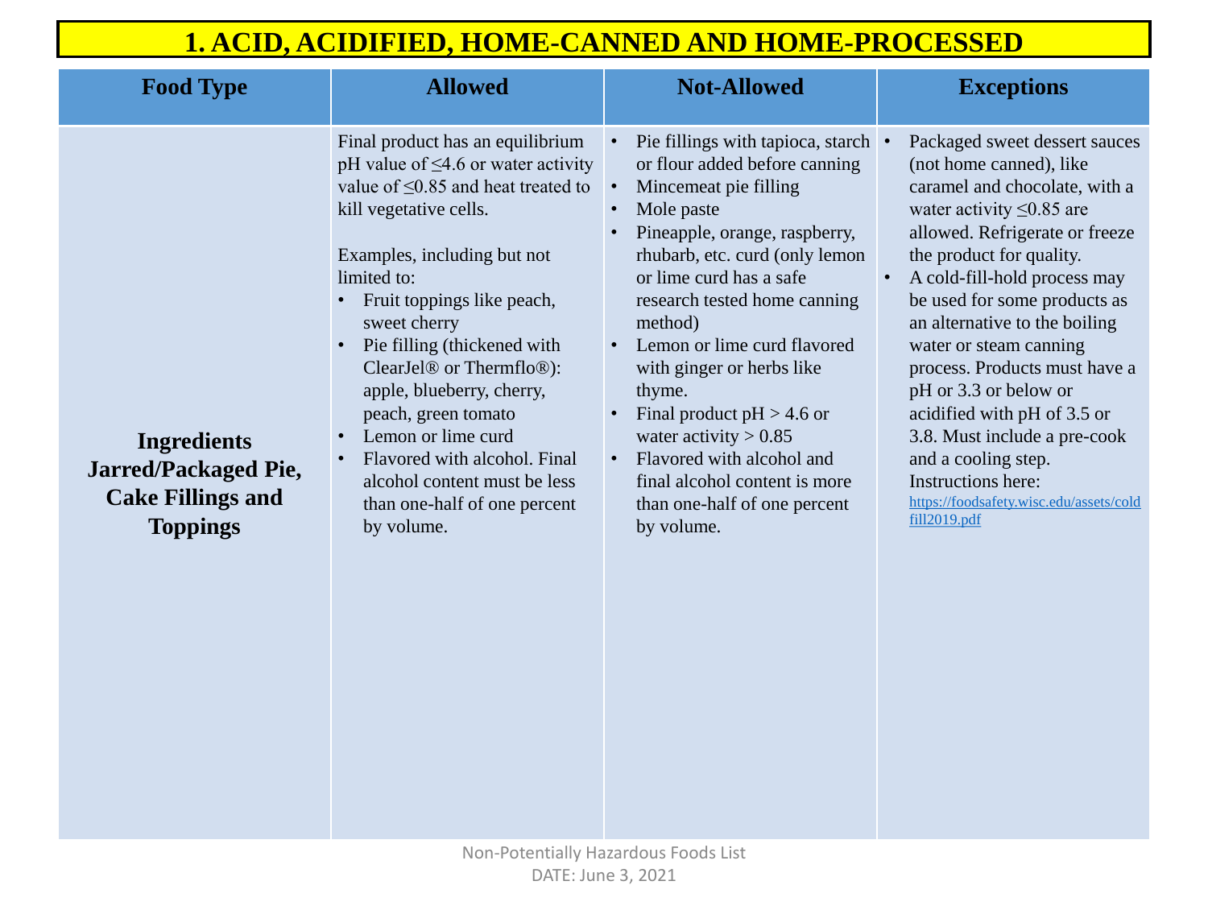# 1. ACID, ACIDIFIED, HOME-CANNED AND HOME-PROCESSED

| Food Type | Allowed | Not-Allowed | Exceptions |
|---|---|---|---|
| **Ingredients Jarred/Packaged Pie, Cake Fillings and Toppings** | Final product has an equilibrium pH value of ≤4.6 or water activity value of ≤0.85 and heat treated to kill vegetative cells.<br><br>Examples, including but not limited to:<br>• Fruit toppings like peach, sweet cherry<br>• Pie filling (thickened with ClearJel® or Thermflo®): apple, blueberry, cherry, peach, green tomato<br>• Lemon or lime curd<br>• Flavored with alcohol. Final alcohol content must be less than one-half of one percent by volume. | • Pie fillings with tapioca, starch or flour added before canning<br>• Mincemeat pie filling<br>• Mole paste<br>• Pineapple, orange, raspberry, rhubarb, etc. curd (only lemon or lime curd has a safe research tested home canning method)<br>• Lemon or lime curd flavored with ginger or herbs like thyme.<br>• Final product pH > 4.6 or water activity > 0.85<br>• Flavored with alcohol and final alcohol content is more than one-half of one percent by volume. | • Packaged sweet dessert sauces (not home canned), like caramel and chocolate, with a water activity ≤0.85 are allowed. Refrigerate or freeze the product for quality.<br>• A cold-fill-hold process may be used for some products as an alternative to the boiling water or steam canning process. Products must have a pH or 3.3 or below or acidified with pH of 3.5 or 3.8. Must include a pre-cook and a cooling step. Instructions here: https://foodsafety.wisc.edu/assets/coldfill2019.pdf |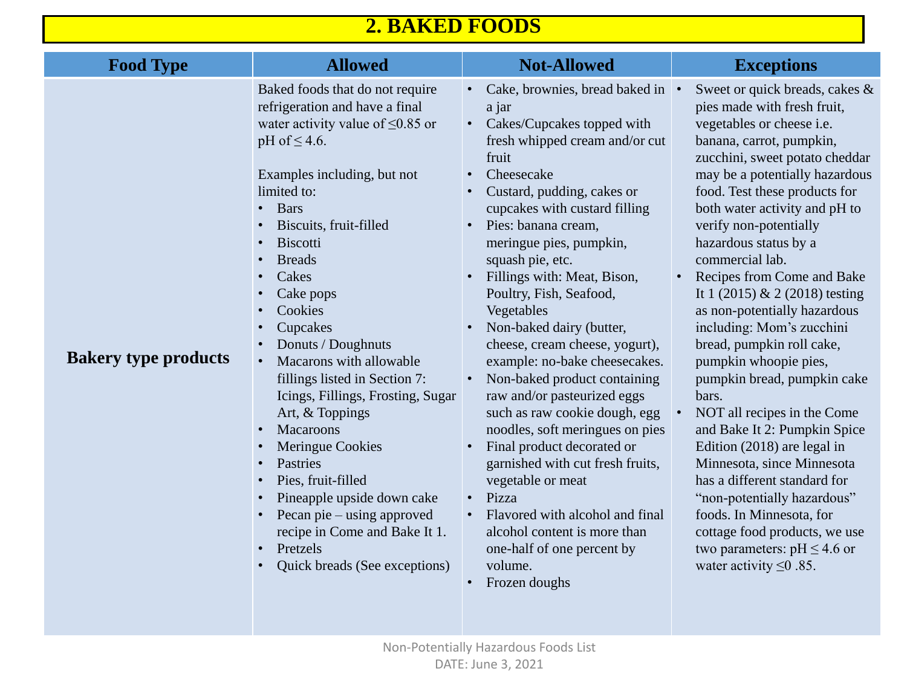# 2. BAKED FOODS

| Food Type | Allowed | Not-Allowed | Exceptions |
|---|---|---|---|
| **Bakery type products** | Baked foods that do not require refrigeration and have a final water activity value of ≤0.85 or pH of ≤ 4.6.<br><br>Examples including, but not limited to:<br>• Bars<br>• Biscuits, fruit-filled<br>• Biscotti<br>• Breads<br>• Cakes<br>• Cake pops<br>• Cookies<br>• Cupcakes<br>• Donuts / Doughnuts<br>• Macarons with allowable fillings listed in Section 7: Icings, Fillings, Frosting, Sugar Art, & Toppings<br>• Macaroons<br>• Meringue Cookies<br>• Pastries<br>• Pies, fruit-filled<br>• Pineapple upside down cake<br>• Pecan pie – using approved recipe in Come and Bake It 1.<br>• Pretzels<br>• Quick breads (See exceptions) | • Cake, brownies, bread baked in a jar<br>• Cakes/Cupcakes topped with fresh whipped cream and/or cut fruit<br>• Cheesecake<br>• Custard, pudding, cakes or cupcakes with custard filling<br>• Pies: banana cream, meringue pies, pumpkin, squash pie, etc.<br>• Fillings with: Meat, Bison, Poultry, Fish, Seafood, Vegetables<br>• Non-baked dairy (butter, cheese, cream cheese, yogurt), example: no-bake cheesecakes.<br>• Non-baked product containing raw and/or pasteurized eggs such as raw cookie dough, egg noodles, soft meringues on pies<br>• Final product decorated or garnished with cut fresh fruits, vegetable or meat<br>• Pizza<br>• Flavored with alcohol and final alcohol content is more than one-half of one percent by volume.<br>• Frozen doughs | • Sweet or quick breads, cakes & pies made with fresh fruit, vegetables or cheese i.e. banana, carrot, pumpkin, zucchini, sweet potato cheddar may be a potentially hazardous food. Test these products for both water activity and pH to verify non-potentially hazardous status by a commercial lab.<br>• Recipes from Come and Bake It 1 (2015) & 2 (2018) testing as non-potentially hazardous including: Mom's zucchini bread, pumpkin roll cake, pumpkin whoopie pies, pumpkin bread, pumpkin cake bars.<br>• NOT all recipes in the Come and Bake It 2: Pumpkin Spice Edition (2018) are legal in Minnesota, since Minnesota has a different standard for "non-potentially hazardous" foods. In Minnesota, for cottage food products, we use two parameters: pH ≤ 4.6 or water activity ≤0 .85. |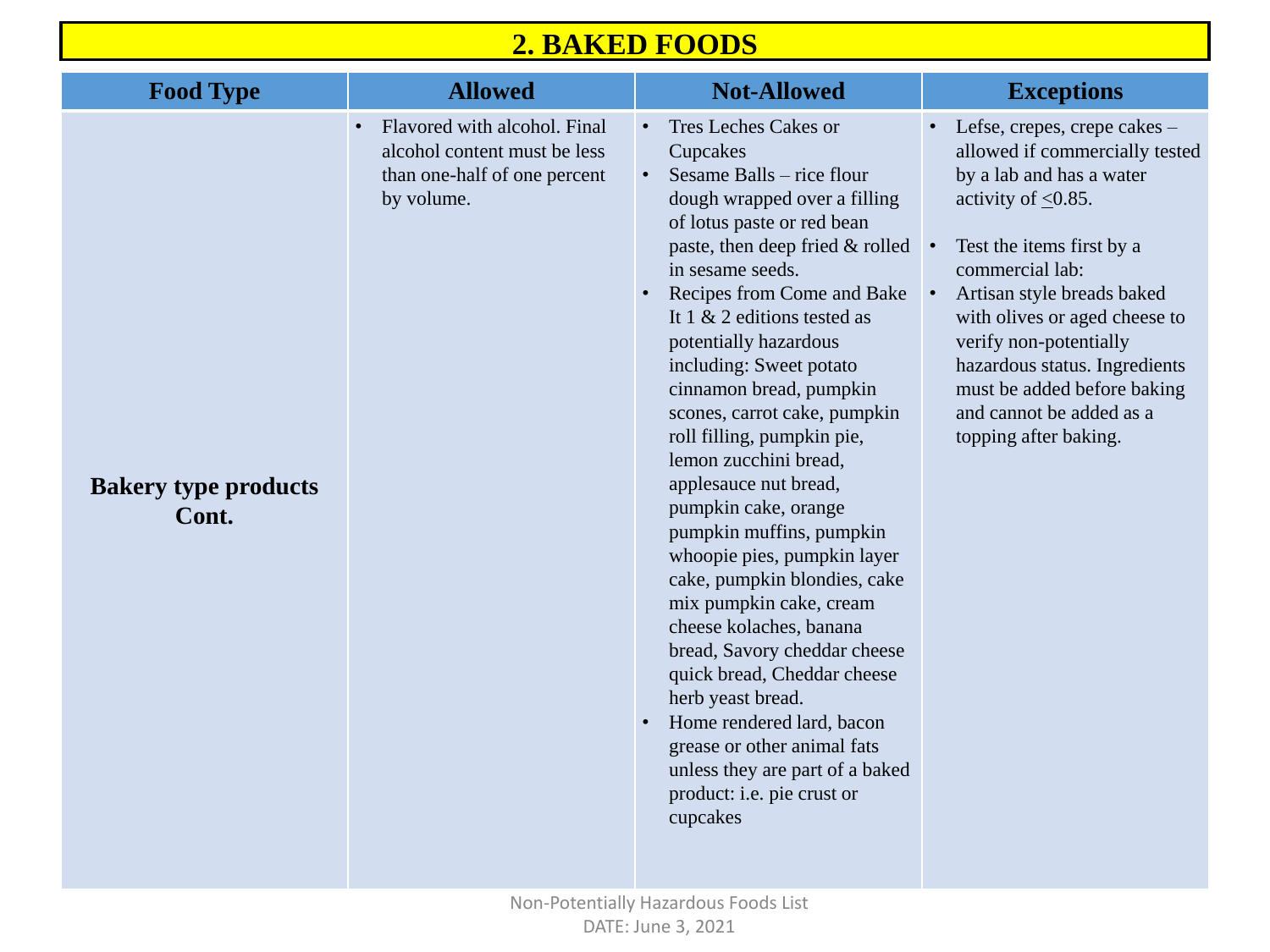## 2. BAKED FOODS

| Food Type | Allowed | Not-Allowed | Exceptions |
|---|---|---|---|
| **Bakery type products Cont.** | • Flavored with alcohol. Final alcohol content must be less than one-half of one percent by volume. | • Tres Leches Cakes or Cupcakes<br>• Sesame Balls – rice flour dough wrapped over a filling of lotus paste or red bean paste, then deep fried & rolled in sesame seeds.<br>• Recipes from Come and Bake It 1 & 2 editions tested as potentially hazardous including: Sweet potato cinnamon bread, pumpkin scones, carrot cake, pumpkin roll filling, pumpkin pie, lemon zucchini bread, applesauce nut bread, pumpkin cake, orange pumpkin muffins, pumpkin whoopie pies, pumpkin layer cake, pumpkin blondies, cake mix pumpkin cake, cream cheese kolaches, banana bread, Savory cheddar cheese quick bread, Cheddar cheese herb yeast bread.<br>• Home rendered lard, bacon grease or other animal fats unless they are part of a baked product: i.e. pie crust or cupcakes | • Lefse, crepes, crepe cakes – allowed if commercially tested by a lab and has a water activity of ≤0.85.<br><br>• Test the items first by a commercial lab:<br>• Artisan style breads baked with olives or aged cheese to verify non-potentially hazardous status. Ingredients must be added before baking and cannot be added as a topping after baking. |

Non-Potentially Hazardous Foods List
DATE: June 3, 2021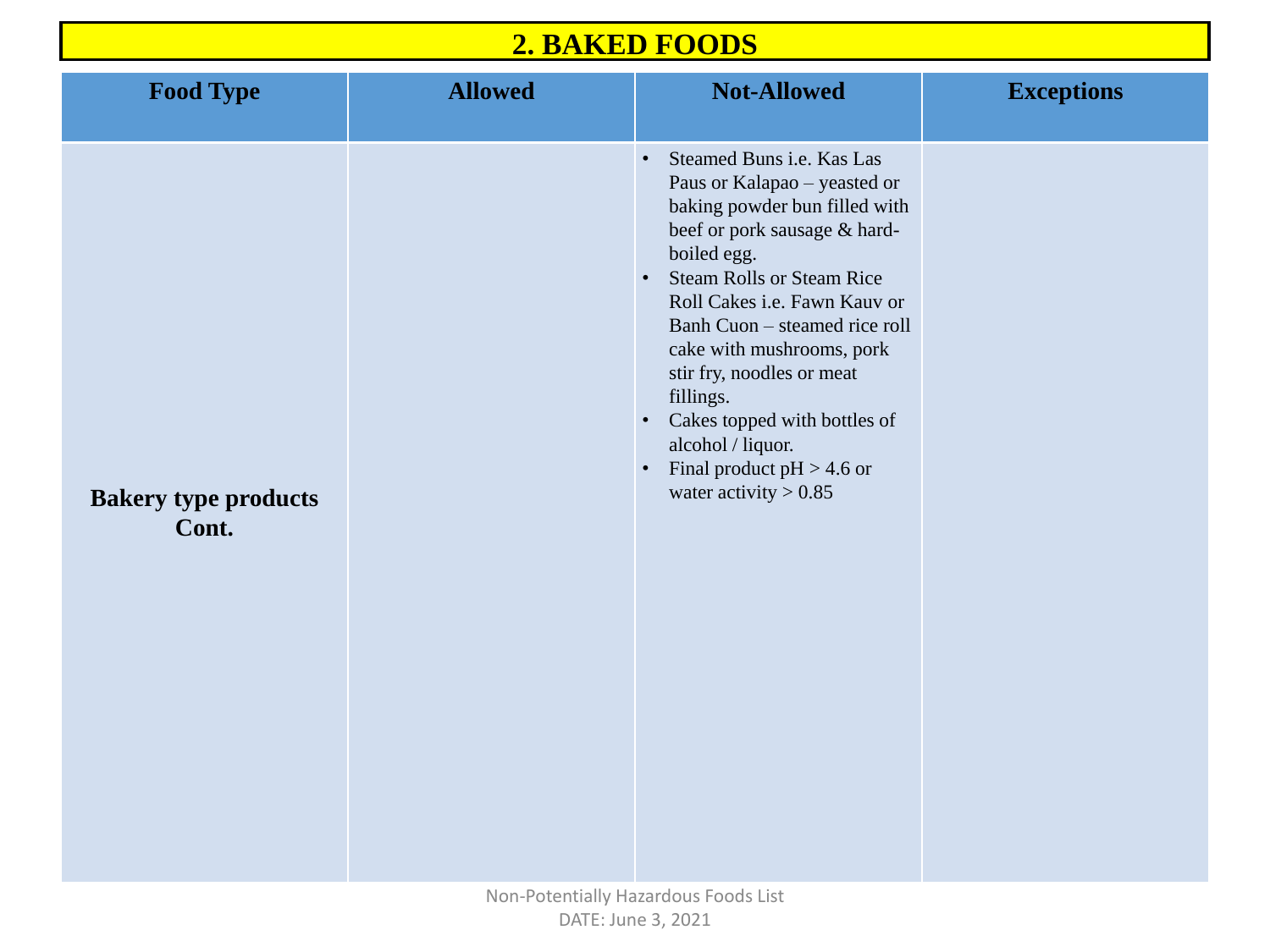## 2. BAKED FOODS

| Food Type | Allowed | Not-Allowed | Exceptions |
|---|---|---|---|
| **Bakery type products Cont.** | | • Steamed Buns i.e. Kas Las Paus or Kalapao – yeasted or baking powder bun filled with beef or pork sausage & hard-boiled egg.<br>• Steam Rolls or Steam Rice Roll Cakes i.e. Fawn Kauv or Banh Cuon – steamed rice roll cake with mushrooms, pork stir fry, noodles or meat fillings.<br>• Cakes topped with bottles of alcohol / liquor.<br>• Final product pH > 4.6 or water activity > 0.85 | |

Non-Potentially Hazardous Foods List
DATE: June 3, 2021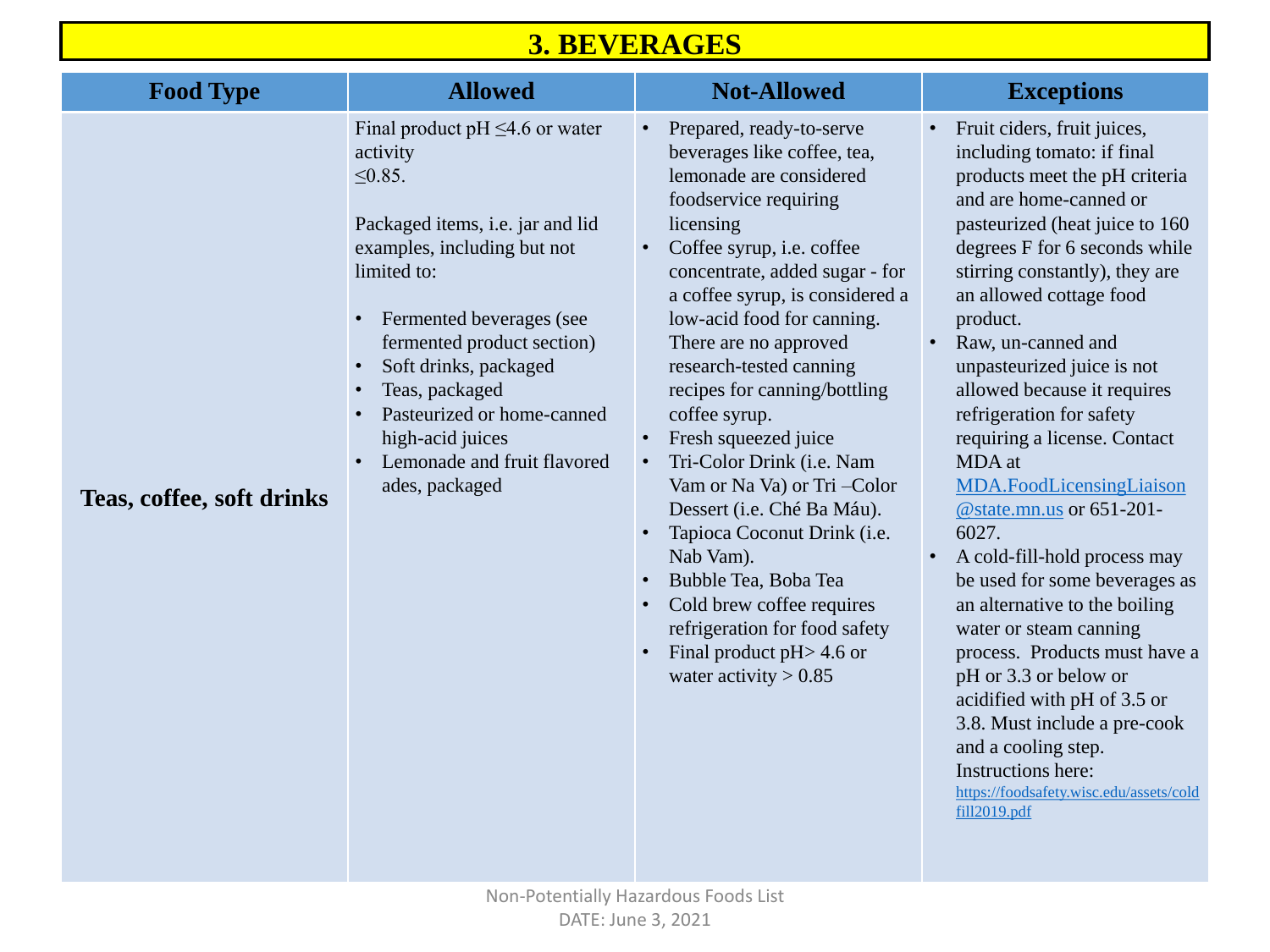## 3. BEVERAGES

| Food Type | Allowed | Not-Allowed | Exceptions |
|---|---|---|---|
| **Teas, coffee, soft drinks** | Final product pH ≤4.6 or water activity ≤0.85.<br><br>Packaged items, i.e. jar and lid examples, including but not limited to:<br><br>• Fermented beverages (see fermented product section)<br>• Soft drinks, packaged<br>• Teas, packaged<br>• Pasteurized or home-canned high-acid juices<br>• Lemonade and fruit flavored ades, packaged | • Prepared, ready-to-serve beverages like coffee, tea, lemonade are considered foodservice requiring licensing<br>• Coffee syrup, i.e. coffee concentrate, added sugar - for a coffee syrup, is considered a low-acid food for canning. There are no approved research-tested canning recipes for canning/bottling coffee syrup.<br>• Fresh squeezed juice<br>• Tri-Color Drink (i.e. Nam Vam or Na Va) or Tri –Color Dessert (i.e. Ché Ba Máu).<br>• Tapioca Coconut Drink (i.e. Nab Vam).<br>• Bubble Tea, Boba Tea<br>• Cold brew coffee requires refrigeration for food safety<br>• Final product pH> 4.6 or water activity > 0.85 | • Fruit ciders, fruit juices, including tomato: if final products meet the pH criteria and are home-canned or pasteurized (heat juice to 160 degrees F for 6 seconds while stirring constantly), they are an allowed cottage food product.<br>• Raw, un-canned and unpasteurized juice is not allowed because it requires refrigeration for safety requiring a license. Contact MDA at MDA.FoodLicensingLiaison@state.mn.us or 651-201-6027.<br>• A cold-fill-hold process may be used for some beverages as an alternative to the boiling water or steam canning process. Products must have a pH or 3.3 or below or acidified with pH of 3.5 or 3.8. Must include a pre-cook and a cooling step. Instructions here: https://foodsafety.wisc.edu/assets/coldfill2019.pdf |

Non-Potentially Hazardous Foods List
DATE: June 3, 2021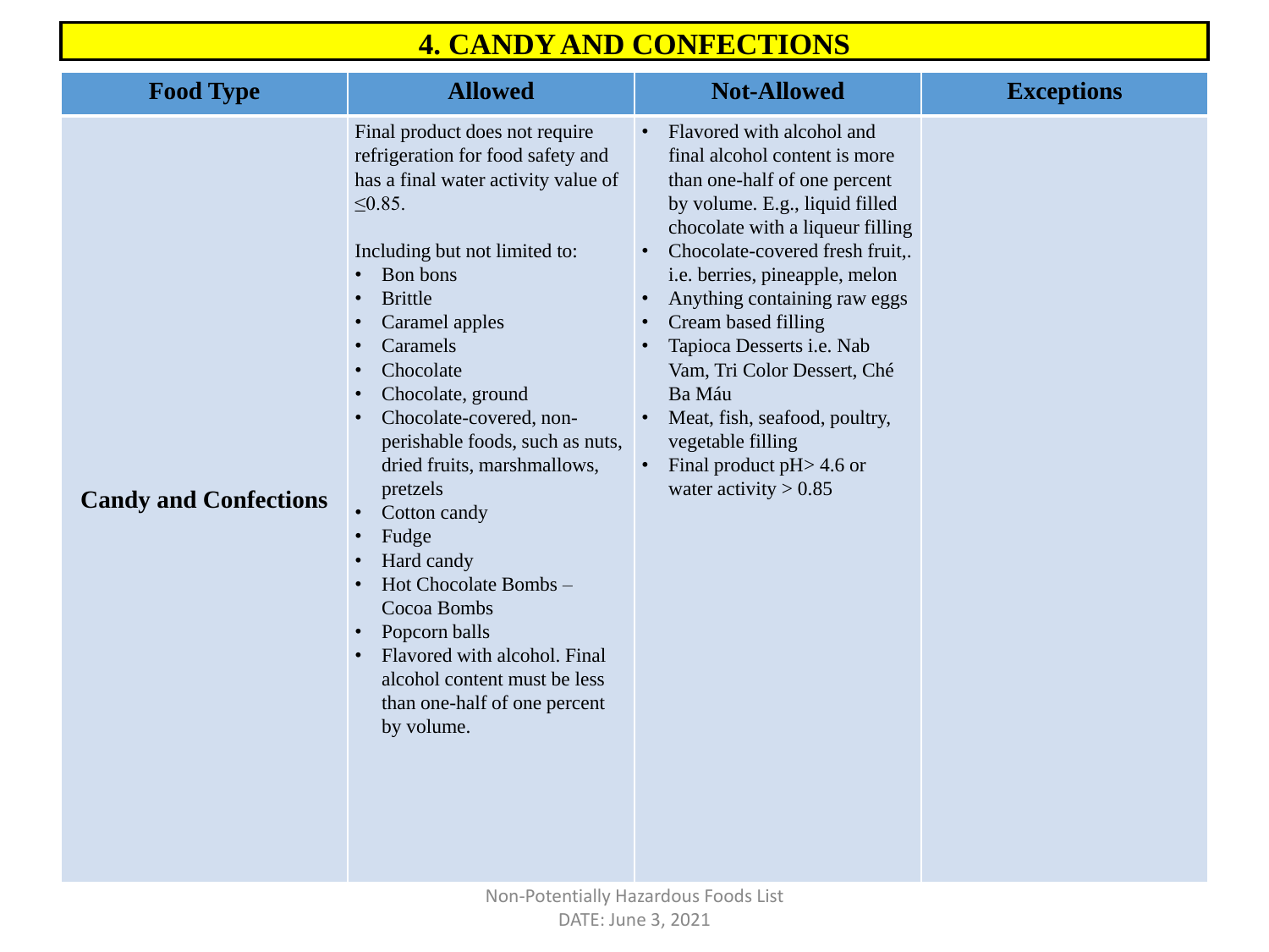# 4. CANDY AND CONFECTIONS

| Food Type | Allowed | Not-Allowed | Exceptions |
|---|---|---|---|
| **Candy and Confections** | Final product does not require refrigeration for food safety and has a final water activity value of ≤0.85.<br><br>Including but not limited to:<br>• Bon bons<br>• Brittle<br>• Caramel apples<br>• Caramels<br>• Chocolate<br>• Chocolate, ground<br>• Chocolate-covered, non-perishable foods, such as nuts, dried fruits, marshmallows, pretzels<br>• Cotton candy<br>• Fudge<br>• Hard candy<br>• Hot Chocolate Bombs – Cocoa Bombs<br>• Popcorn balls<br>• Flavored with alcohol. Final alcohol content must be less than one-half of one percent by volume. | • Flavored with alcohol and final alcohol content is more than one-half of one percent by volume. E.g., liquid filled chocolate with a liqueur filling<br>• Chocolate-covered fresh fruit,. i.e. berries, pineapple, melon<br>• Anything containing raw eggs<br>• Cream based filling<br>• Tapioca Desserts i.e. Nab Vam, Tri Color Dessert, Ché Ba Máu<br>• Meat, fish, seafood, poultry, vegetable filling<br>• Final product pH> 4.6 or water activity > 0.85 | |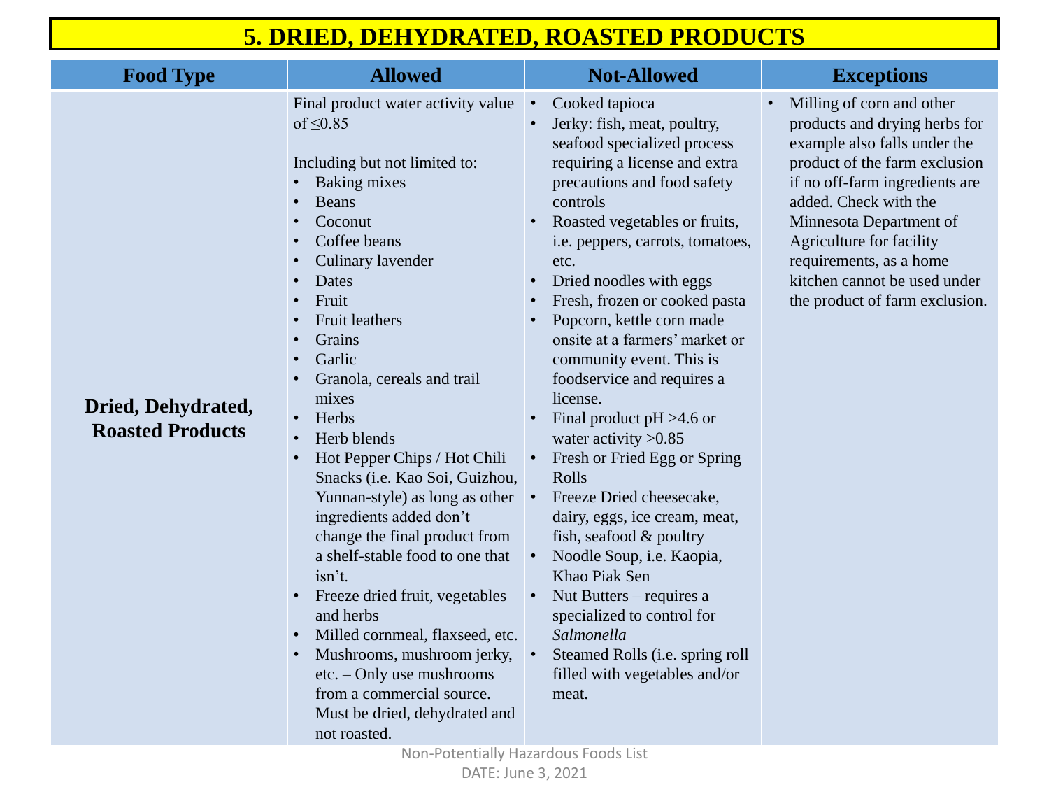# 5. DRIED, DEHYDRATED, ROASTED PRODUCTS

| Food Type | Allowed | Not-Allowed | Exceptions |
|---|---|---|---|
| **Dried, Dehydrated, Roasted Products** | Final product water activity value of ≤0.85<br><br>Including but not limited to:<br>• Baking mixes<br>• Beans<br>• Coconut<br>• Coffee beans<br>• Culinary lavender<br>• Dates<br>• Fruit<br>• Fruit leathers<br>• Grains<br>• Garlic<br>• Granola, cereals and trail mixes<br>• Herbs<br>• Herb blends<br>• Hot Pepper Chips / Hot Chili Snacks (i.e. Kao Soi, Guizhou, Yunnan-style) as long as other ingredients added don't change the final product from a shelf-stable food to one that isn't.<br>• Freeze dried fruit, vegetables and herbs<br>• Milled cornmeal, flaxseed, etc.<br>• Mushrooms, mushroom jerky, etc. – Only use mushrooms from a commercial source. Must be dried, dehydrated and not roasted. | • Cooked tapioca<br>• Jerky: fish, meat, poultry, seafood specialized process requiring a license and extra precautions and food safety controls<br>• Roasted vegetables or fruits, i.e. peppers, carrots, tomatoes, etc.<br>• Dried noodles with eggs<br>• Fresh, frozen or cooked pasta<br>• Popcorn, kettle corn made onsite at a farmers' market or community event. This is foodservice and requires a license.<br>• Final product pH >4.6 or water activity >0.85<br>• Fresh or Fried Egg or Spring Rolls<br>• Freeze Dried cheesecake, dairy, eggs, ice cream, meat, fish, seafood & poultry<br>• Noodle Soup, i.e. Kaopia, Khao Piak Sen<br>• Nut Butters – requires a specialized to control for *Salmonella*<br>• Steamed Rolls (i.e. spring roll filled with vegetables and/or meat. | • Milling of corn and other products and drying herbs for example also falls under the product of the farm exclusion if no off-farm ingredients are added. Check with the Minnesota Department of Agriculture for facility requirements, as a home kitchen cannot be used under the product of farm exclusion. |

Non-Potentially Hazardous Foods List
DATE: June 3, 2021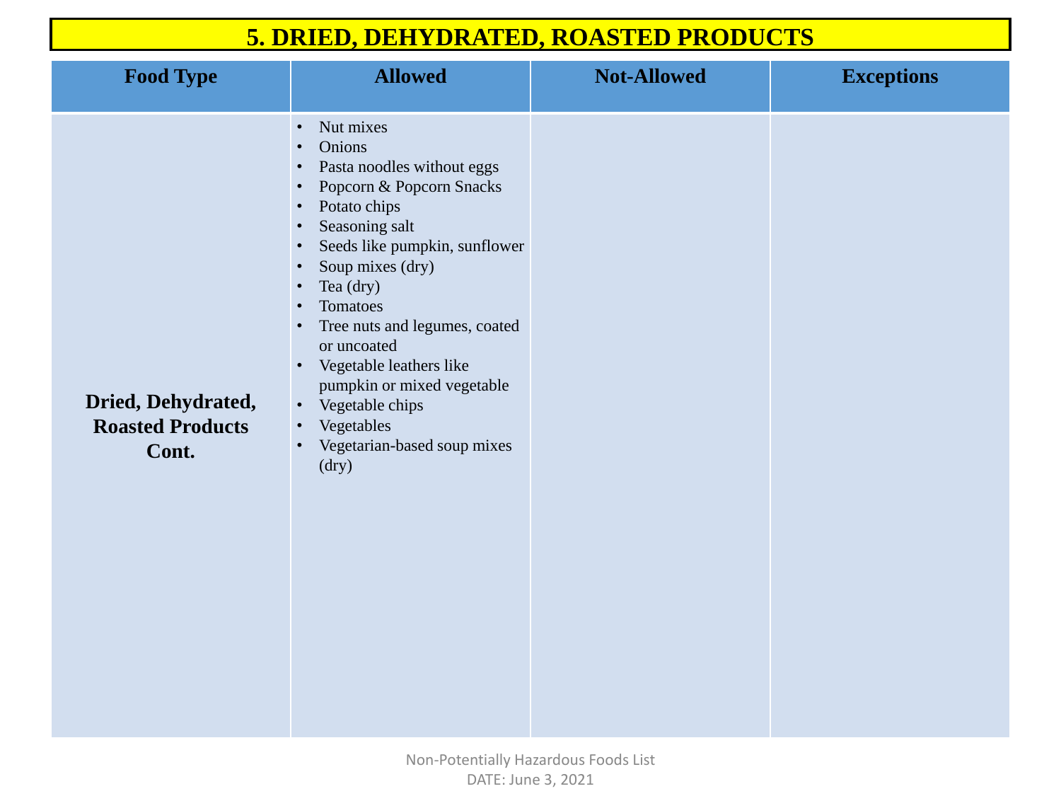# 5. DRIED, DEHYDRATED, ROASTED PRODUCTS

| Food Type | Allowed | Not-Allowed | Exceptions |
|---|---|---|---|
| **Dried, Dehydrated, Roasted Products Cont.** | • Nut mixes<br>• Onions<br>• Pasta noodles without eggs<br>• Popcorn & Popcorn Snacks<br>• Potato chips<br>• Seasoning salt<br>• Seeds like pumpkin, sunflower<br>• Soup mixes (dry)<br>• Tea (dry)<br>• Tomatoes<br>• Tree nuts and legumes, coated or uncoated<br>• Vegetable leathers like pumpkin or mixed vegetable<br>• Vegetable chips<br>• Vegetables<br>• Vegetarian-based soup mixes (dry) | | |

Non-Potentially Hazardous Foods List
DATE: June 3, 2021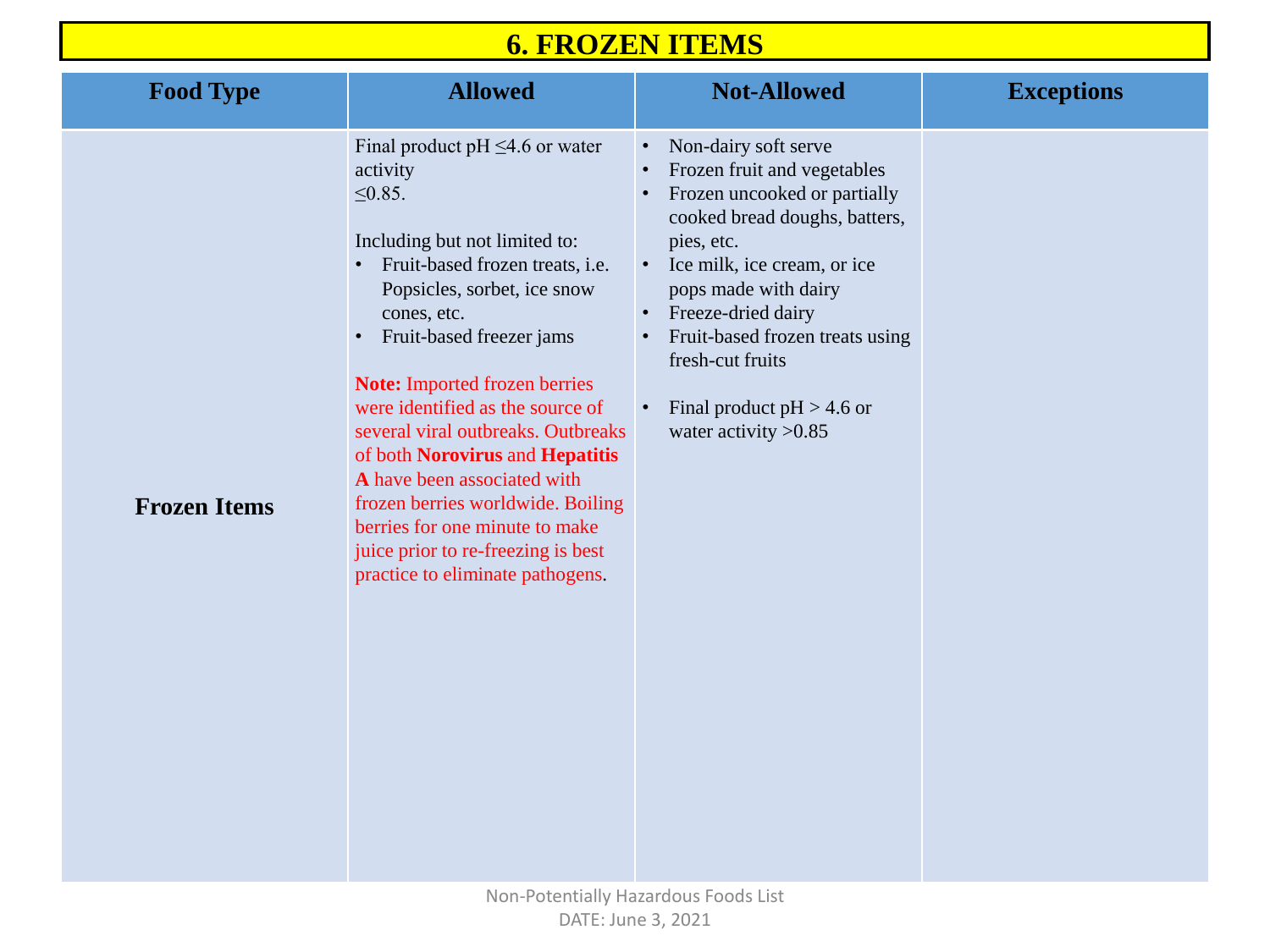# 6. FROZEN ITEMS

| Food Type | Allowed | Not-Allowed | Exceptions |
|---|---|---|---|
| **Frozen Items** | Final product pH ≤4.6 or water activity ≤0.85.<br><br>Including but not limited to:<br>• Fruit-based frozen treats, i.e. Popsicles, sorbet, ice snow cones, etc.<br>• Fruit-based freezer jams<br><br>**Note:** Imported frozen berries were identified as the source of several viral outbreaks. Outbreaks of both **Norovirus** and **Hepatitis A** have been associated with frozen berries worldwide. Boiling berries for one minute to make juice prior to re-freezing is best practice to eliminate pathogens. | • Non-dairy soft serve<br>• Frozen fruit and vegetables<br>• Frozen uncooked or partially cooked bread doughs, batters, pies, etc.<br>• Ice milk, ice cream, or ice pops made with dairy<br>• Freeze-dried dairy<br>• Fruit-based frozen treats using fresh-cut fruits<br><br>• Final product pH > 4.6 or water activity >0.85 | |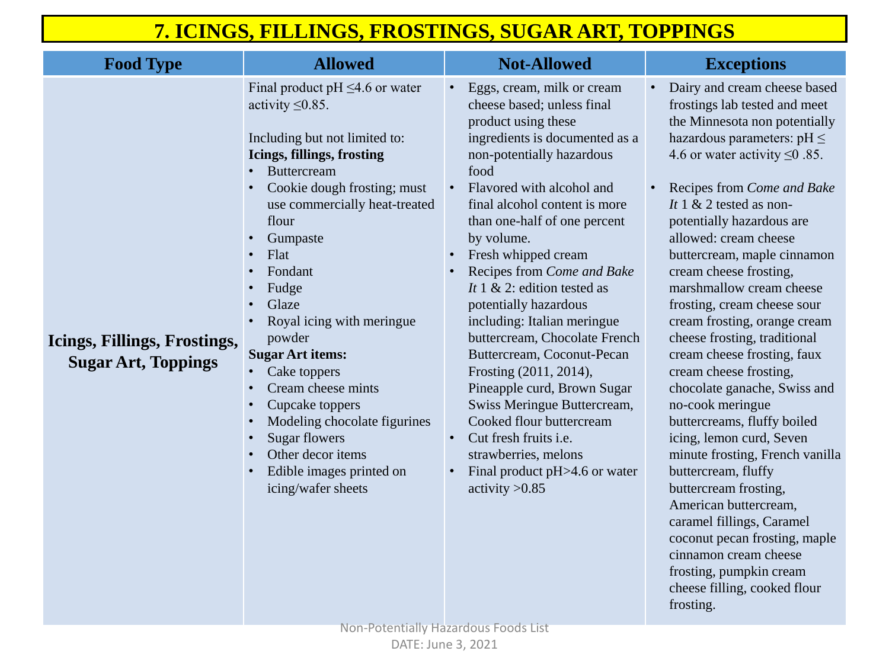# 7. ICINGS, FILLINGS, FROSTINGS, SUGAR ART, TOPPINGS

| Food Type | Allowed | Not-Allowed | Exceptions |
|---|---|---|---|
| **Icings, Fillings, Frostings, Sugar Art, Toppings** | Final product pH ≤4.6 or water activity ≤0.85.<br><br>Including but not limited to:<br>**Icings, fillings, frosting**<br>• Buttercream<br>• Cookie dough frosting; must use commercially heat-treated flour<br>• Gumpaste<br>• Flat<br>• Fondant<br>• Fudge<br>• Glaze<br>• Royal icing with meringue powder<br>**Sugar Art items:**<br>• Cake toppers<br>• Cream cheese mints<br>• Cupcake toppers<br>• Modeling chocolate figurines<br>• Sugar flowers<br>• Other decor items<br>• Edible images printed on icing/wafer sheets | • Eggs, cream, milk or cream cheese based; unless final product using these ingredients is documented as a non-potentially hazardous food<br>• Flavored with alcohol and final alcohol content is more than one-half of one percent by volume.<br>• Fresh whipped cream<br>• Recipes from *Come and Bake It* 1 & 2: edition tested as potentially hazardous including: Italian meringue buttercream, Chocolate French Buttercream, Coconut-Pecan Frosting (2011, 2014), Pineapple curd, Brown Sugar Swiss Meringue Buttercream, Cooked flour buttercream<br>• Cut fresh fruits i.e. strawberries, melons<br>• Final product pH>4.6 or water activity >0.85 | • Dairy and cream cheese based frostings lab tested and meet the Minnesota non potentially hazardous parameters: pH ≤ 4.6 or water activity ≤0 .85.<br><br>• Recipes from *Come and Bake It* 1 & 2 tested as non-potentially hazardous are allowed: cream cheese buttercream, maple cinnamon cream cheese frosting, marshmallow cream cheese frosting, cream cheese sour cream frosting, orange cream cheese frosting, traditional cream cheese frosting, faux cream cheese frosting, chocolate ganache, Swiss and no-cook meringue buttercreams, fluffy boiled icing, lemon curd, Seven minute frosting, French vanilla buttercream, fluffy buttercream frosting, American buttercream, caramel fillings, Caramel coconut pecan frosting, maple cinnamon cream cheese frosting, pumpkin cream cheese filling, cooked flour frosting. |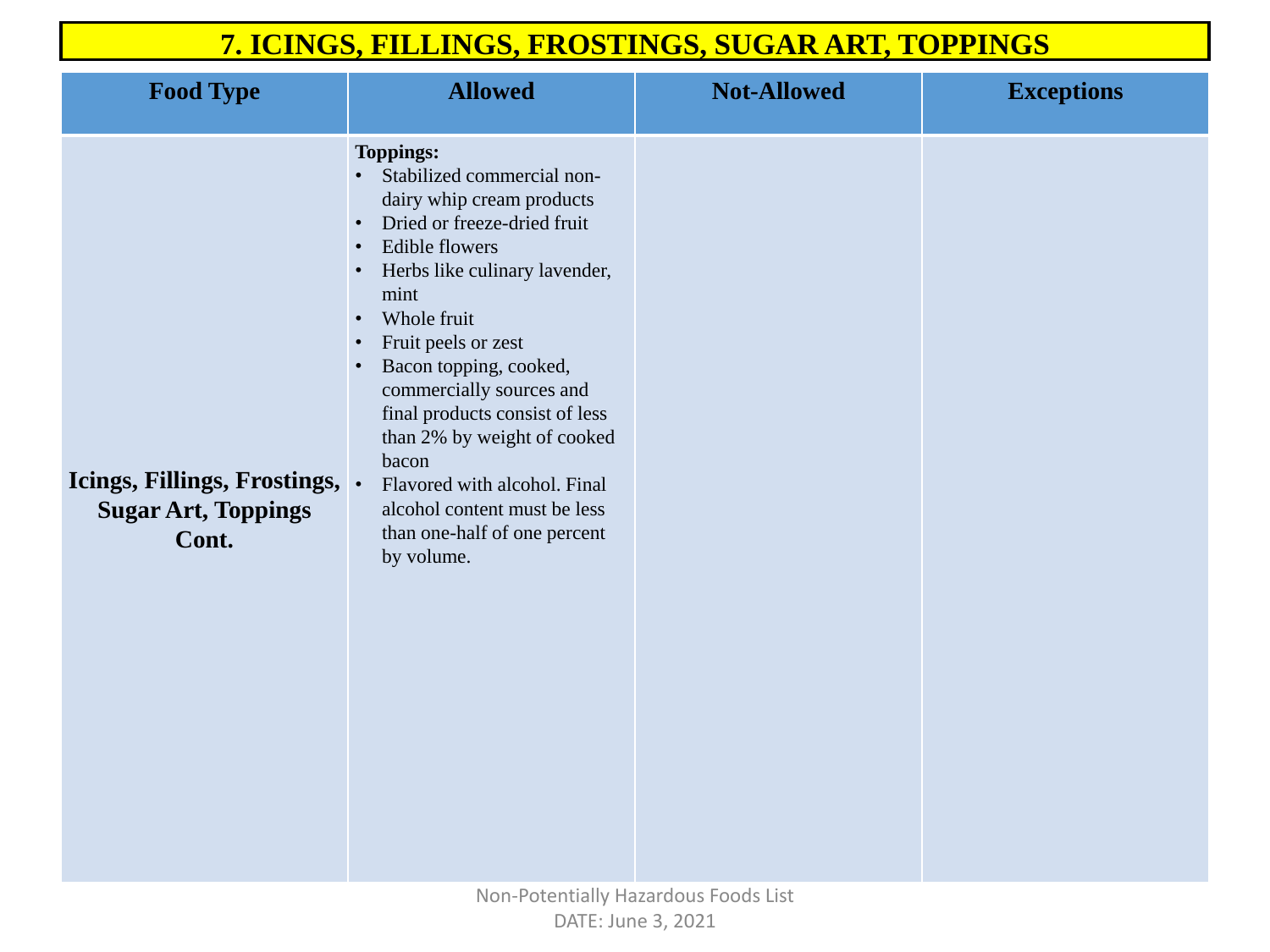# 7. ICINGS, FILLINGS, FROSTINGS, SUGAR ART, TOPPINGS

| Food Type | Allowed | Not-Allowed | Exceptions |
|---|---|---|---|
| **Icings, Fillings, Frostings, Sugar Art, Toppings Cont.** | **Toppings:**<br>• Stabilized commercial non-dairy whip cream products<br>• Dried or freeze-dried fruit<br>• Edible flowers<br>• Herbs like culinary lavender, mint<br>• Whole fruit<br>• Fruit peels or zest<br>• Bacon topping, cooked, commercially sources and final products consist of less than 2% by weight of cooked bacon<br>• Flavored with alcohol. Final alcohol content must be less than one-half of one percent by volume. | | |

Non-Potentially Hazardous Foods List
DATE: June 3, 2021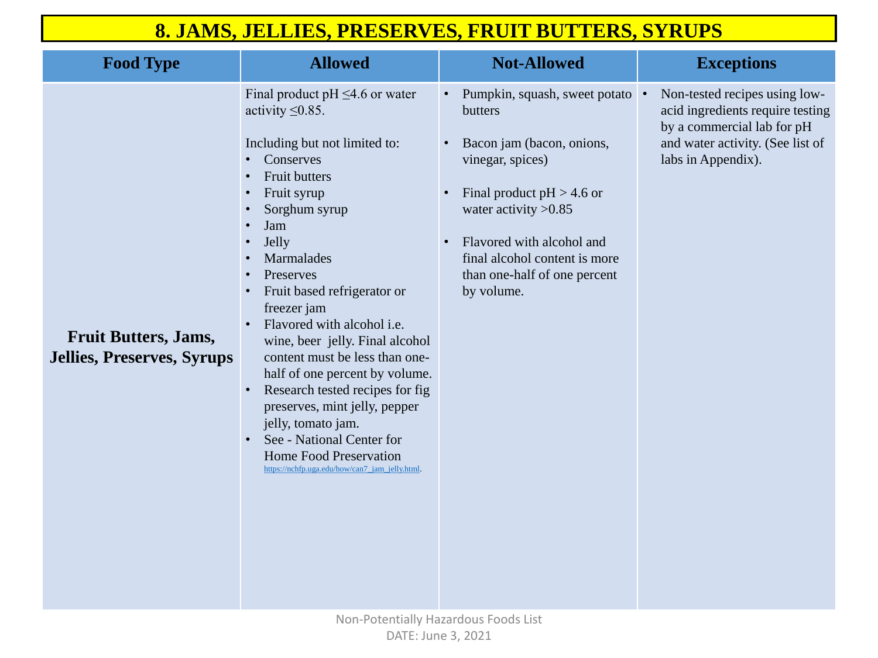# 8. JAMS, JELLIES, PRESERVES, FRUIT BUTTERS, SYRUPS

| Food Type | Allowed | Not-Allowed | Exceptions |
| --- | --- | --- | --- |
| **Fruit Butters, Jams, Jellies, Preserves, Syrups** | Final product pH ≤4.6 or water activity ≤0.85.<br><br>Including but not limited to:<br>• Conserves<br>• Fruit butters<br>• Fruit syrup<br>• Sorghum syrup<br>• Jam<br>• Jelly<br>• Marmalades<br>• Preserves<br>• Fruit based refrigerator or freezer jam<br>• Flavored with alcohol i.e. wine, beer jelly. Final alcohol content must be less than one-half of one percent by volume.<br>• Research tested recipes for fig preserves, mint jelly, pepper jelly, tomato jam.<br>• See - National Center for Home Food Preservation https://nchfp.uga.edu/how/can7_jam_jelly.html. | • Pumpkin, squash, sweet potato butters<br><br>• Bacon jam (bacon, onions, vinegar, spices)<br><br>• Final product pH > 4.6 or water activity >0.85<br><br>• Flavored with alcohol and final alcohol content is more than one-half of one percent by volume. | • Non-tested recipes using low-acid ingredients require testing by a commercial lab for pH and water activity. (See list of labs in Appendix). |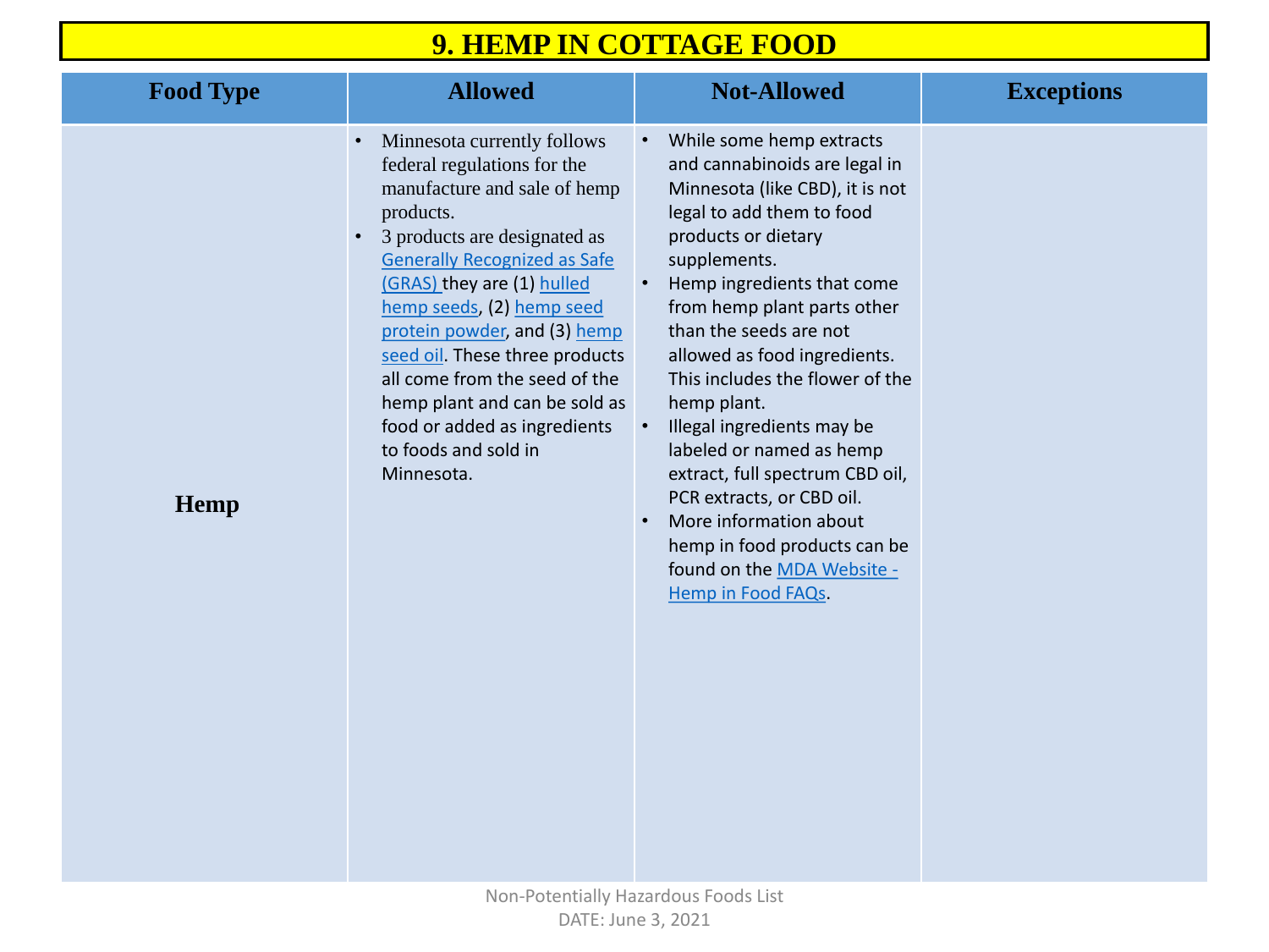# 9. HEMP IN COTTAGE FOOD

| Food Type | Allowed | Not-Allowed | Exceptions |
|---|---|---|---|
| **Hemp** | • Minnesota currently follows federal regulations for the manufacture and sale of hemp products.<br>• 3 products are designated as Generally Recognized as Safe (GRAS) they are (1) hulled hemp seeds, (2) hemp seed protein powder, and (3) hemp seed oil. These three products all come from the seed of the hemp plant and can be sold as food or added as ingredients to foods and sold in Minnesota. | • While some hemp extracts and cannabinoids are legal in Minnesota (like CBD), it is not legal to add them to food products or dietary supplements.<br>• Hemp ingredients that come from hemp plant parts other than the seeds are not allowed as food ingredients. This includes the flower of the hemp plant.<br>• Illegal ingredients may be labeled or named as hemp extract, full spectrum CBD oil, PCR extracts, or CBD oil.<br>• More information about hemp in food products can be found on the MDA Website - Hemp in Food FAQs. | |

Non-Potentially Hazardous Foods List
DATE: June 3, 2021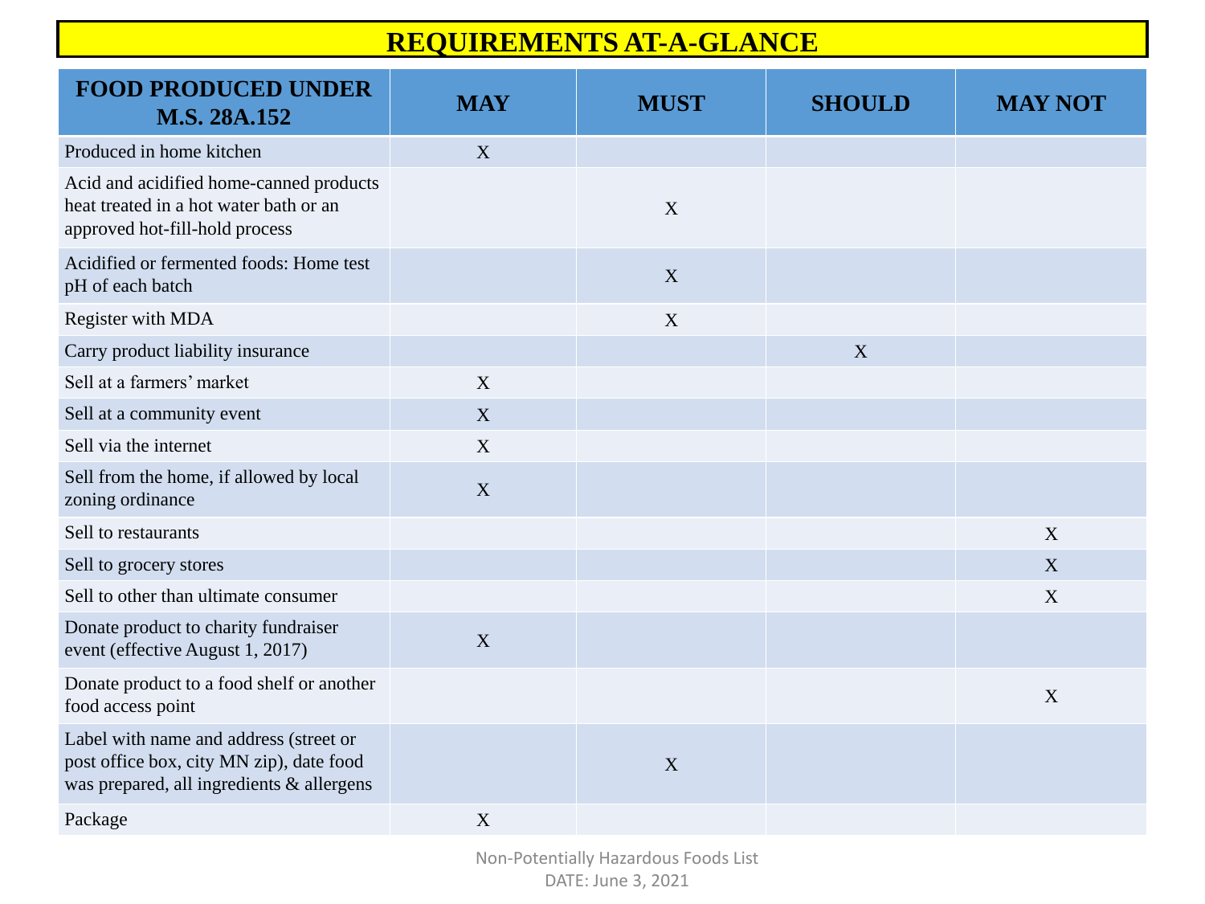# REQUIREMENTS AT-A-GLANCE

| FOOD PRODUCED UNDER M.S. 28A.152 | MAY | MUST | SHOULD | MAY NOT |
|---|---|---|---|---|
| Produced in home kitchen | X | | | |
| Acid and acidified home-canned products heat treated in a hot water bath or an approved hot-fill-hold process | | X | | |
| Acidified or fermented foods: Home test pH of each batch | | X | | |
| Register with MDA | | X | | |
| Carry product liability insurance | | | X | |
| Sell at a farmers' market | X | | | |
| Sell at a community event | X | | | |
| Sell via the internet | X | | | |
| Sell from the home, if allowed by local zoning ordinance | X | | | |
| Sell to restaurants | | | | X |
| Sell to grocery stores | | | | X |
| Sell to other than ultimate consumer | | | | X |
| Donate product to charity fundraiser event (effective August 1, 2017) | X | | | |
| Donate product to a food shelf or another food access point | | | | X |
| Label with name and address (street or post office box, city MN zip), date food was prepared, all ingredients & allergens | | X | | |
| Package | X | | | |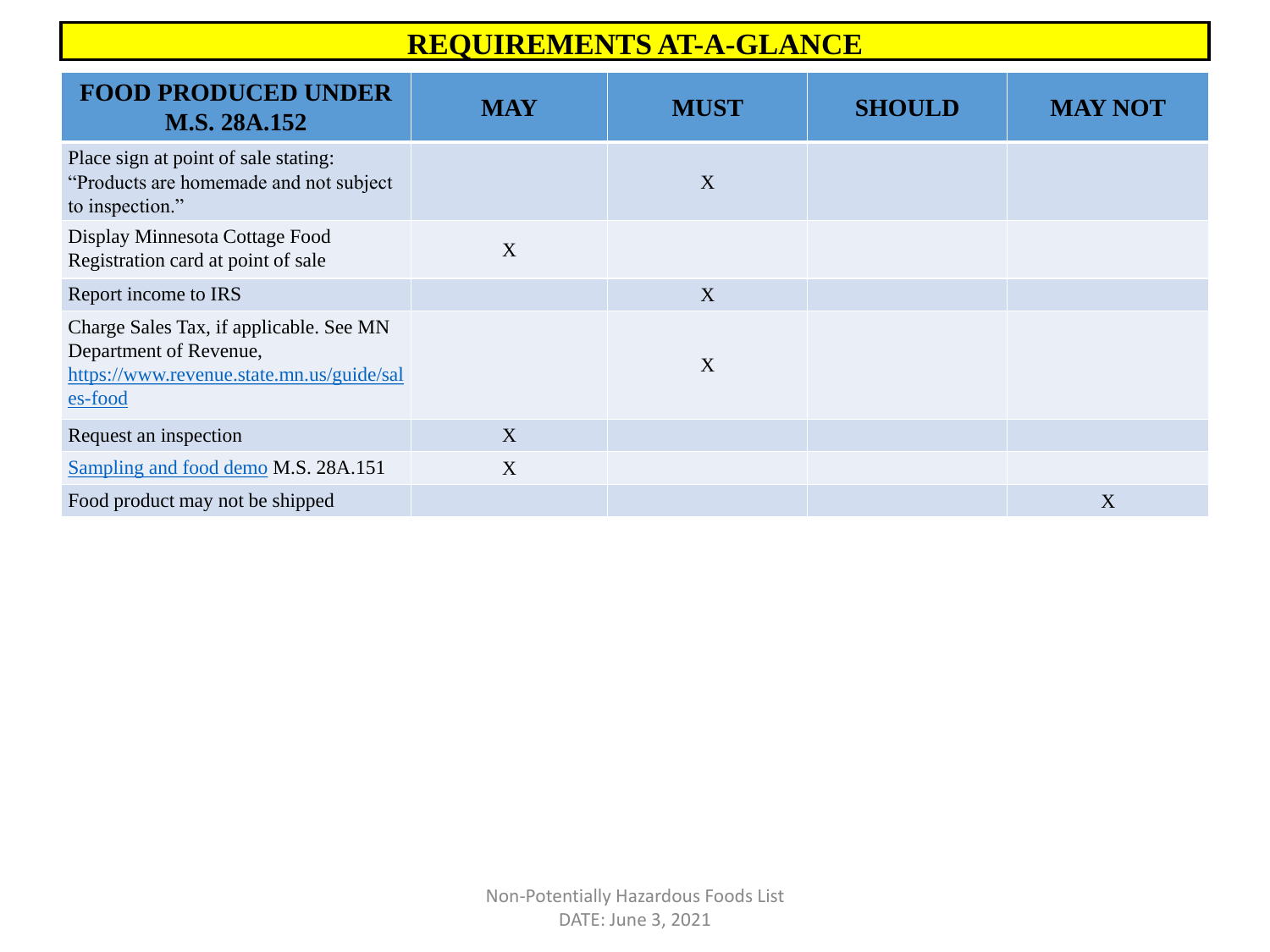# REQUIREMENTS AT-A-GLANCE

| FOOD PRODUCED UNDER M.S. 28A.152 | MAY | MUST | SHOULD | MAY NOT |
|---|---|---|---|---|
| Place sign at point of sale stating: "Products are homemade and not subject to inspection." | | X | | |
| Display Minnesota Cottage Food Registration card at point of sale | X | | | |
| Report income to IRS | | X | | |
| Charge Sales Tax, if applicable. See MN Department of Revenue, https://www.revenue.state.mn.us/guide/sales-food | | X | | |
| Request an inspection | X | | | |
| Sampling and food demo M.S. 28A.151 | X | | | |
| Food product may not be shipped | | | | X |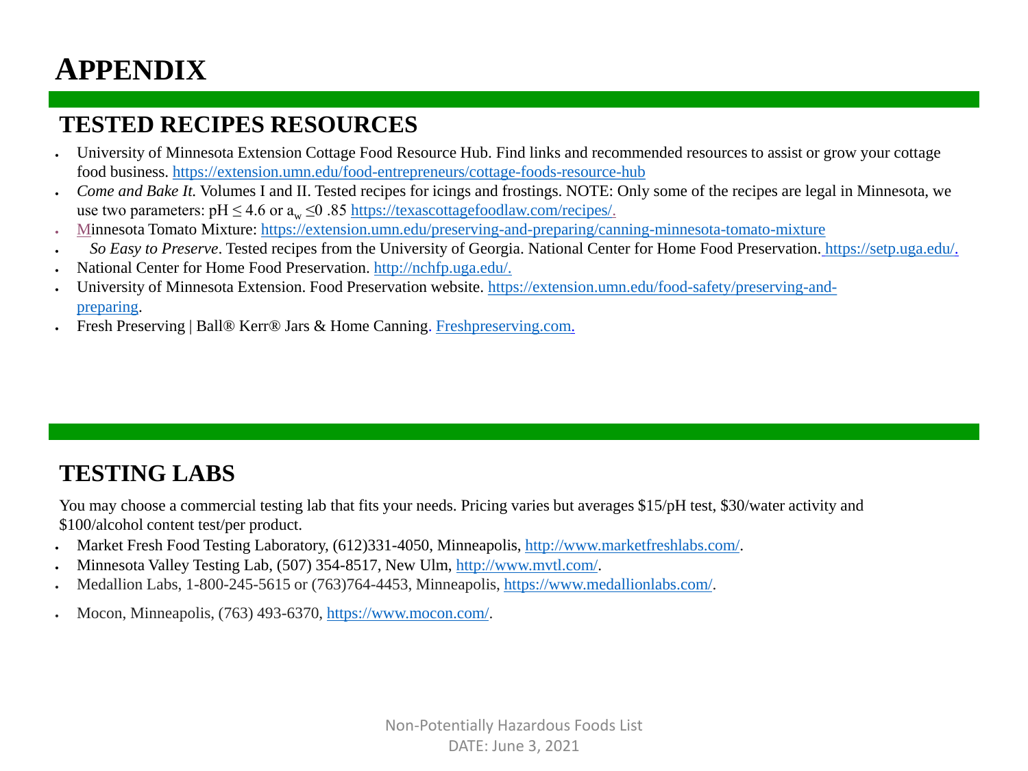# APPENDIX

## TESTED RECIPES RESOURCES

- University of Minnesota Extension Cottage Food Resource Hub. Find links and recommended resources to assist or grow your cottage food business. https://extension.umn.edu/food-entrepreneurs/cottage-foods-resource-hub
- *Come and Bake It.* Volumes I and II. Tested recipes for icings and frostings. NOTE: Only some of the recipes are legal in Minnesota, we use two parameters: pH ≤ 4.6 or $a_w$ ≤0 .85 https://texascottagefoodlaw.com/recipes/.
- Minnesota Tomato Mixture: https://extension.umn.edu/preserving-and-preparing/canning-minnesota-tomato-mixture
- *So Easy to Preserve*. Tested recipes from the University of Georgia. National Center for Home Food Preservation. https://setp.uga.edu/.
- National Center for Home Food Preservation. http://nchfp.uga.edu/.
- University of Minnesota Extension. Food Preservation website. https://extension.umn.edu/food-safety/preserving-and-preparing.
- Fresh Preserving | Ball® Kerr® Jars & Home Canning. Freshpreserving.com.

## TESTING LABS

You may choose a commercial testing lab that fits your needs. Pricing varies but averages $15/pH test, $30/water activity and $100/alcohol content test/per product.

- Market Fresh Food Testing Laboratory, (612)331-4050, Minneapolis, http://www.marketfreshlabs.com/.
- Minnesota Valley Testing Lab, (507) 354-8517, New Ulm, http://www.mvtl.com/.
- Medallion Labs, 1-800-245-5615 or (763)764-4453, Minneapolis, https://www.medallionlabs.com/.
- Mocon, Minneapolis, (763) 493-6370, https://www.mocon.com/.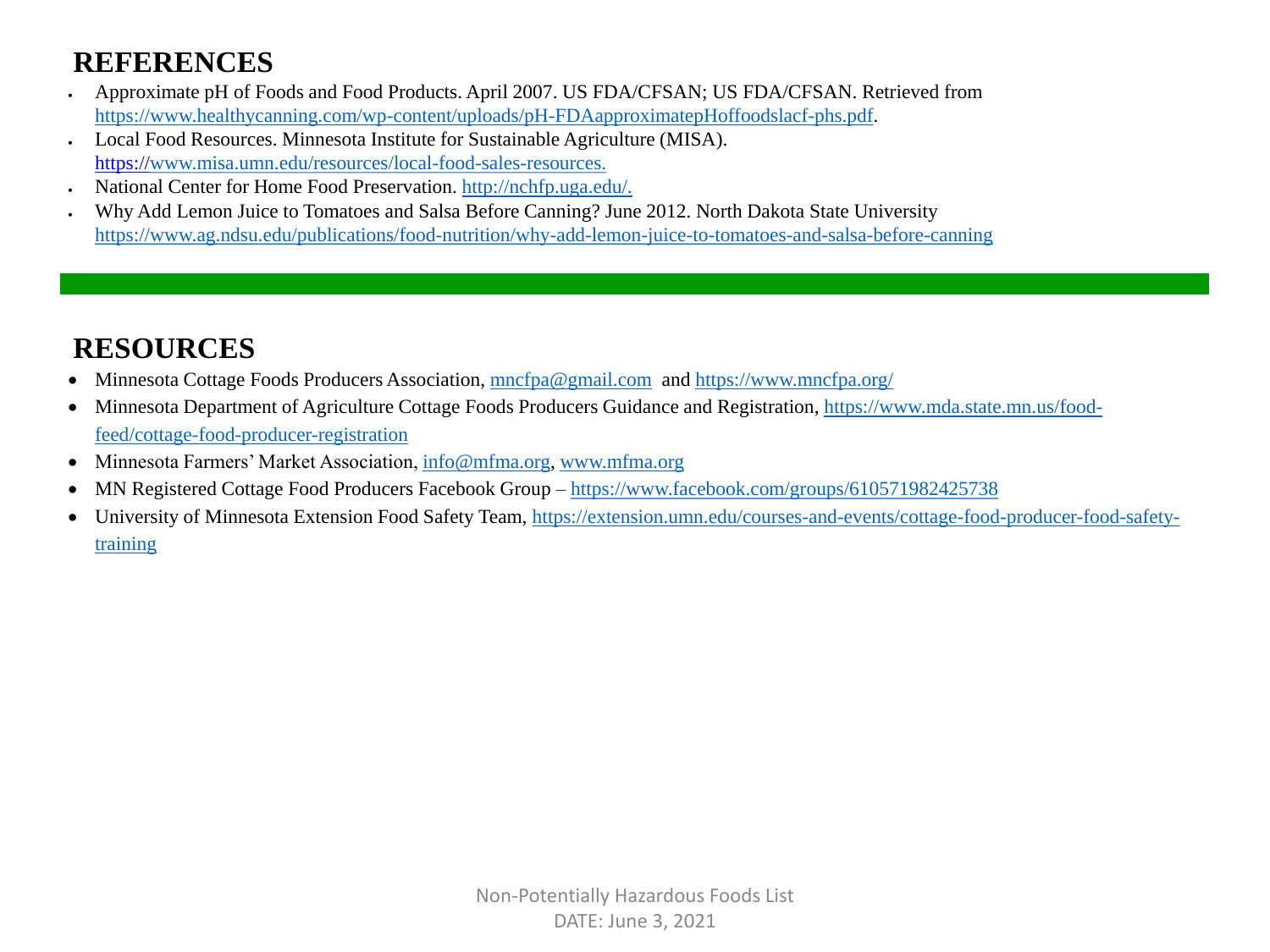## REFERENCES

- Approximate pH of Foods and Food Products. April 2007. US FDA/CFSAN; US FDA/CFSAN. Retrieved from https://www.healthycanning.com/wp-content/uploads/pH-FDAapproximatepHoffoodslacf-phs.pdf.
- Local Food Resources. Minnesota Institute for Sustainable Agriculture (MISA). https://www.misa.umn.edu/resources/local-food-sales-resources.
- National Center for Home Food Preservation. http://nchfp.uga.edu/.
- Why Add Lemon Juice to Tomatoes and Salsa Before Canning? June 2012. North Dakota State University https://www.ag.ndsu.edu/publications/food-nutrition/why-add-lemon-juice-to-tomatoes-and-salsa-before-canning

## RESOURCES

- Minnesota Cottage Foods Producers Association, mncfpa@gmail.com and https://www.mncfpa.org/
- Minnesota Department of Agriculture Cottage Foods Producers Guidance and Registration, https://www.mda.state.mn.us/food-feed/cottage-food-producer-registration
- Minnesota Farmers' Market Association, info@mfma.org, www.mfma.org
- MN Registered Cottage Food Producers Facebook Group – https://www.facebook.com/groups/610571982425738
- University of Minnesota Extension Food Safety Team, https://extension.umn.edu/courses-and-events/cottage-food-producer-food-safety-training